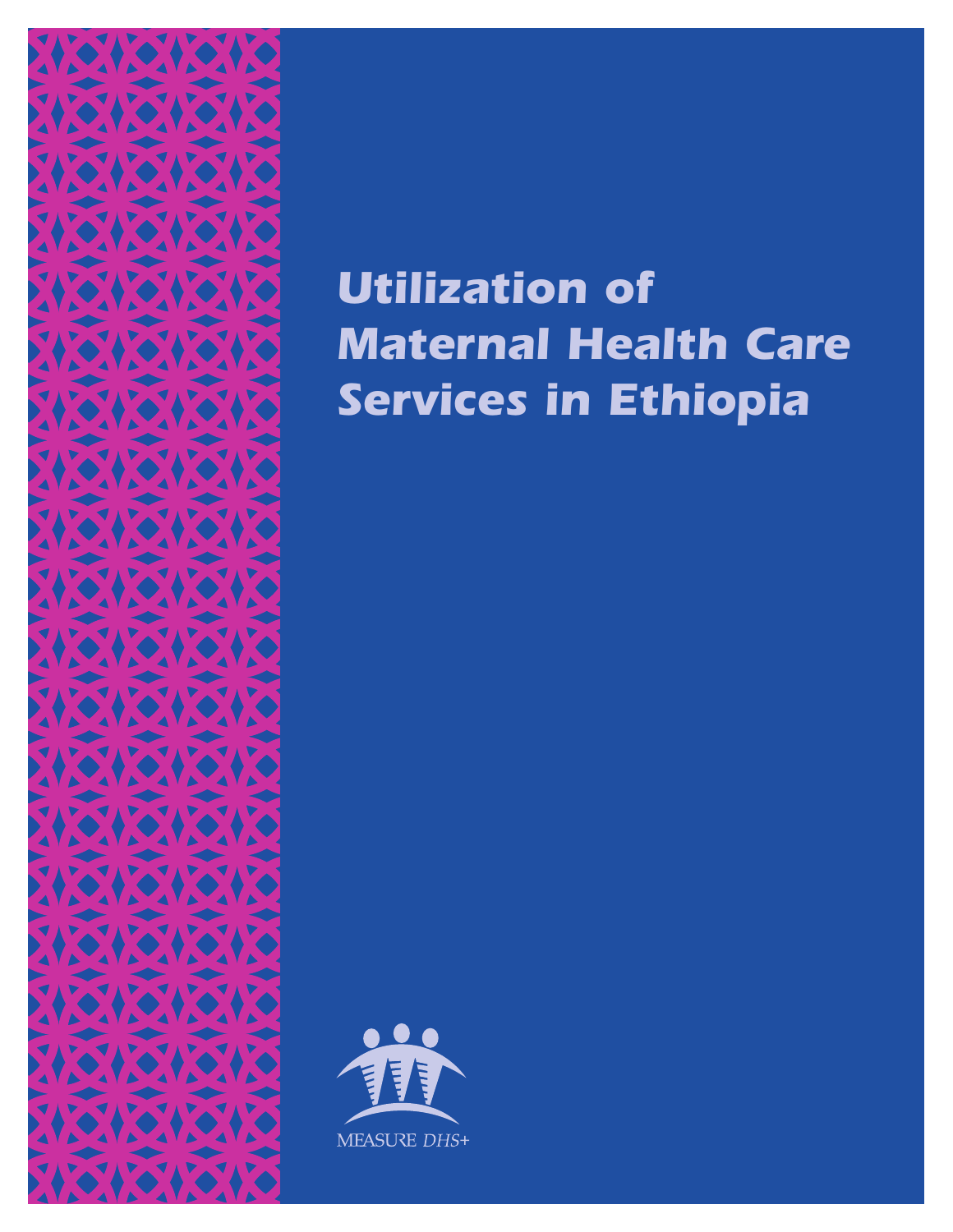# Utilization of Maternal Health Care Services in Ethiopia

MEASURE *DHS+*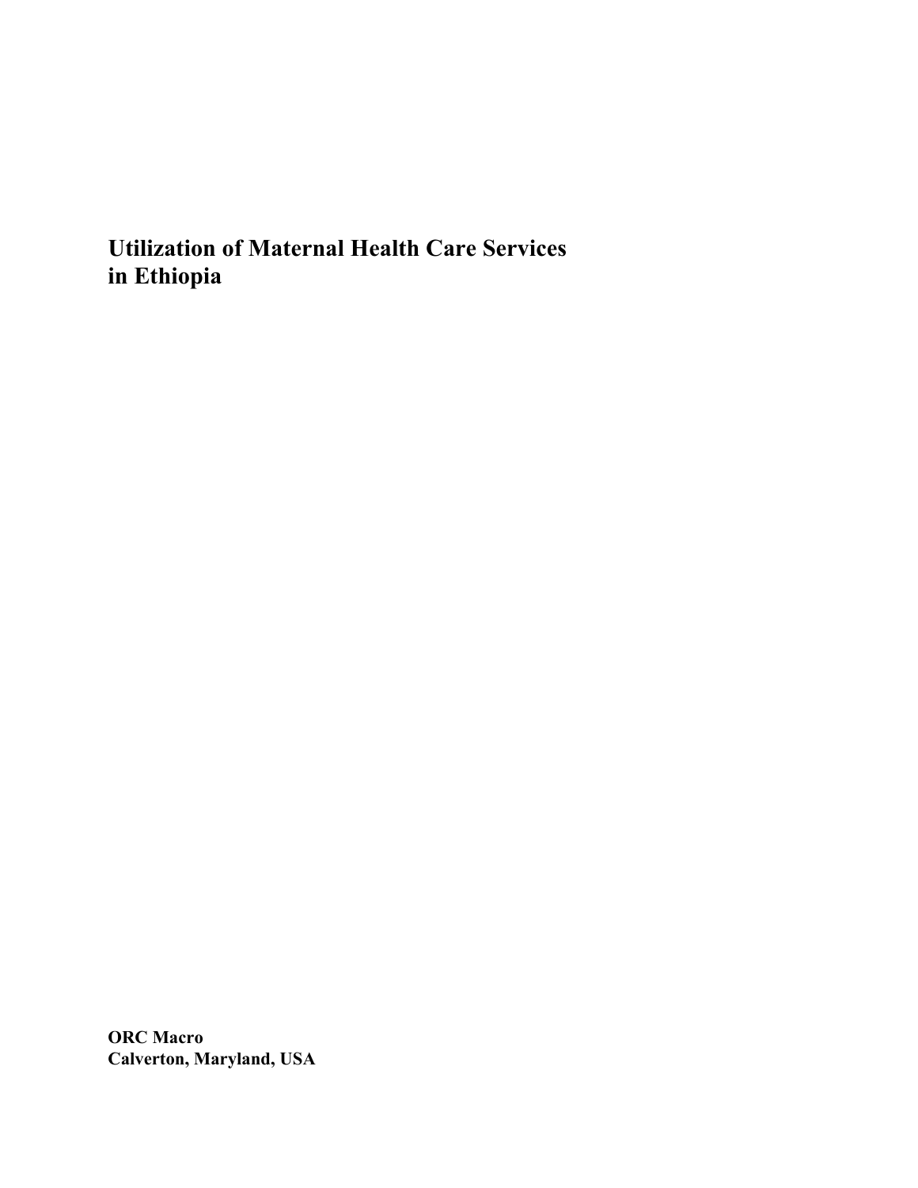# Utilization of Maternal Health Care Services in Ethiopia

**ORC Macro**
**Calverton, Maryland, USA**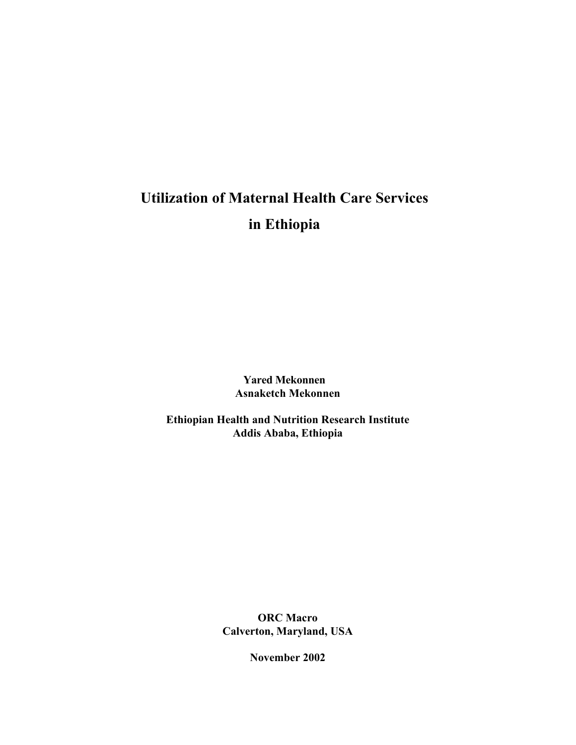# Utilization of Maternal Health Care Services in Ethiopia

**Yared Mekonnen**
**Asnaketch Mekonnen**

**Ethiopian Health and Nutrition Research Institute**
**Addis Ababa, Ethiopia**

**ORC Macro**
**Calverton, Maryland, USA**

**November 2002**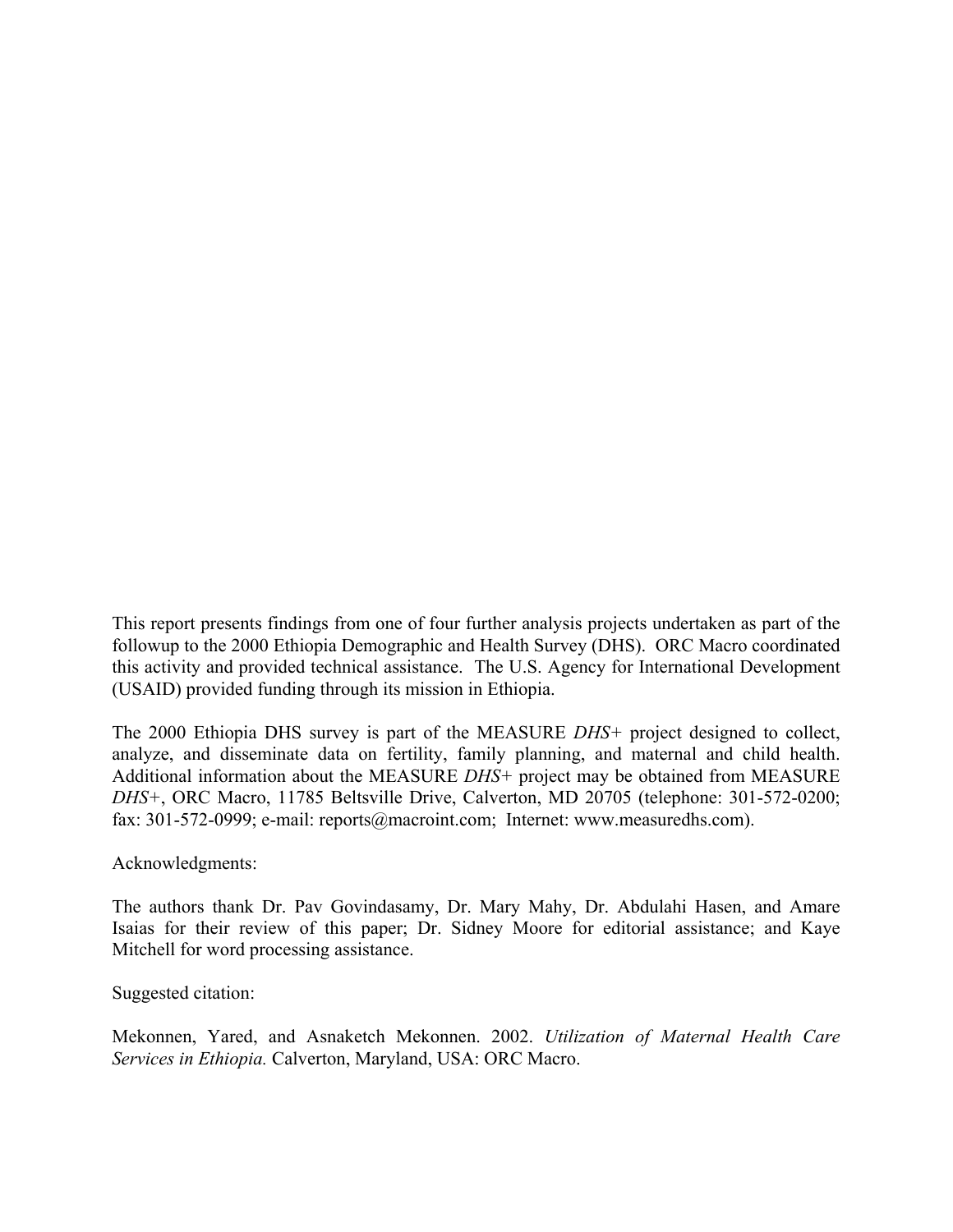This report presents findings from one of four further analysis projects undertaken as part of the followup to the 2000 Ethiopia Demographic and Health Survey (DHS). ORC Macro coordinated this activity and provided technical assistance. The U.S. Agency for International Development (USAID) provided funding through its mission in Ethiopia.

The 2000 Ethiopia DHS survey is part of the MEASURE *DHS+* project designed to collect, analyze, and disseminate data on fertility, family planning, and maternal and child health. Additional information about the MEASURE *DHS+* project may be obtained from MEASURE *DHS+*, ORC Macro, 11785 Beltsville Drive, Calverton, MD 20705 (telephone: 301-572-0200; fax: 301-572-0999; e-mail: reports@macroint.com; Internet: www.measuredhs.com).

Acknowledgments:

The authors thank Dr. Pav Govindasamy, Dr. Mary Mahy, Dr. Abdulahi Hasen, and Amare Isaias for their review of this paper; Dr. Sidney Moore for editorial assistance; and Kaye Mitchell for word processing assistance.

Suggested citation:

Mekonnen, Yared, and Asnaketch Mekonnen. 2002. *Utilization of Maternal Health Care Services in Ethiopia.* Calverton, Maryland, USA: ORC Macro.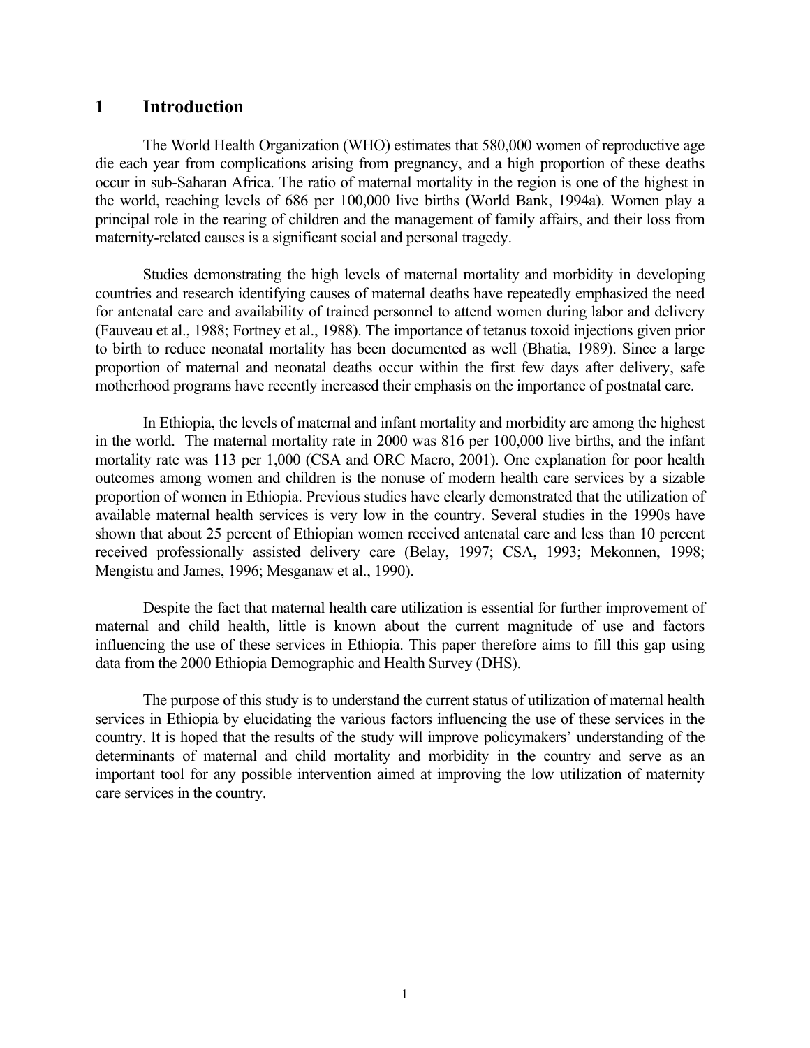# 1 Introduction

The World Health Organization (WHO) estimates that 580,000 women of reproductive age die each year from complications arising from pregnancy, and a high proportion of these deaths occur in sub-Saharan Africa. The ratio of maternal mortality in the region is one of the highest in the world, reaching levels of 686 per 100,000 live births (World Bank, 1994a). Women play a principal role in the rearing of children and the management of family affairs, and their loss from maternity-related causes is a significant social and personal tragedy.

Studies demonstrating the high levels of maternal mortality and morbidity in developing countries and research identifying causes of maternal deaths have repeatedly emphasized the need for antenatal care and availability of trained personnel to attend women during labor and delivery (Fauveau et al., 1988; Fortney et al., 1988). The importance of tetanus toxoid injections given prior to birth to reduce neonatal mortality has been documented as well (Bhatia, 1989). Since a large proportion of maternal and neonatal deaths occur within the first few days after delivery, safe motherhood programs have recently increased their emphasis on the importance of postnatal care.

In Ethiopia, the levels of maternal and infant mortality and morbidity are among the highest in the world. The maternal mortality rate in 2000 was 816 per 100,000 live births, and the infant mortality rate was 113 per 1,000 (CSA and ORC Macro, 2001). One explanation for poor health outcomes among women and children is the nonuse of modern health care services by a sizable proportion of women in Ethiopia. Previous studies have clearly demonstrated that the utilization of available maternal health services is very low in the country. Several studies in the 1990s have shown that about 25 percent of Ethiopian women received antenatal care and less than 10 percent received professionally assisted delivery care (Belay, 1997; CSA, 1993; Mekonnen, 1998; Mengistu and James, 1996; Mesganaw et al., 1990).

Despite the fact that maternal health care utilization is essential for further improvement of maternal and child health, little is known about the current magnitude of use and factors influencing the use of these services in Ethiopia. This paper therefore aims to fill this gap using data from the 2000 Ethiopia Demographic and Health Survey (DHS).

The purpose of this study is to understand the current status of utilization of maternal health services in Ethiopia by elucidating the various factors influencing the use of these services in the country. It is hoped that the results of the study will improve policymakers' understanding of the determinants of maternal and child mortality and morbidity in the country and serve as an important tool for any possible intervention aimed at improving the low utilization of maternity care services in the country.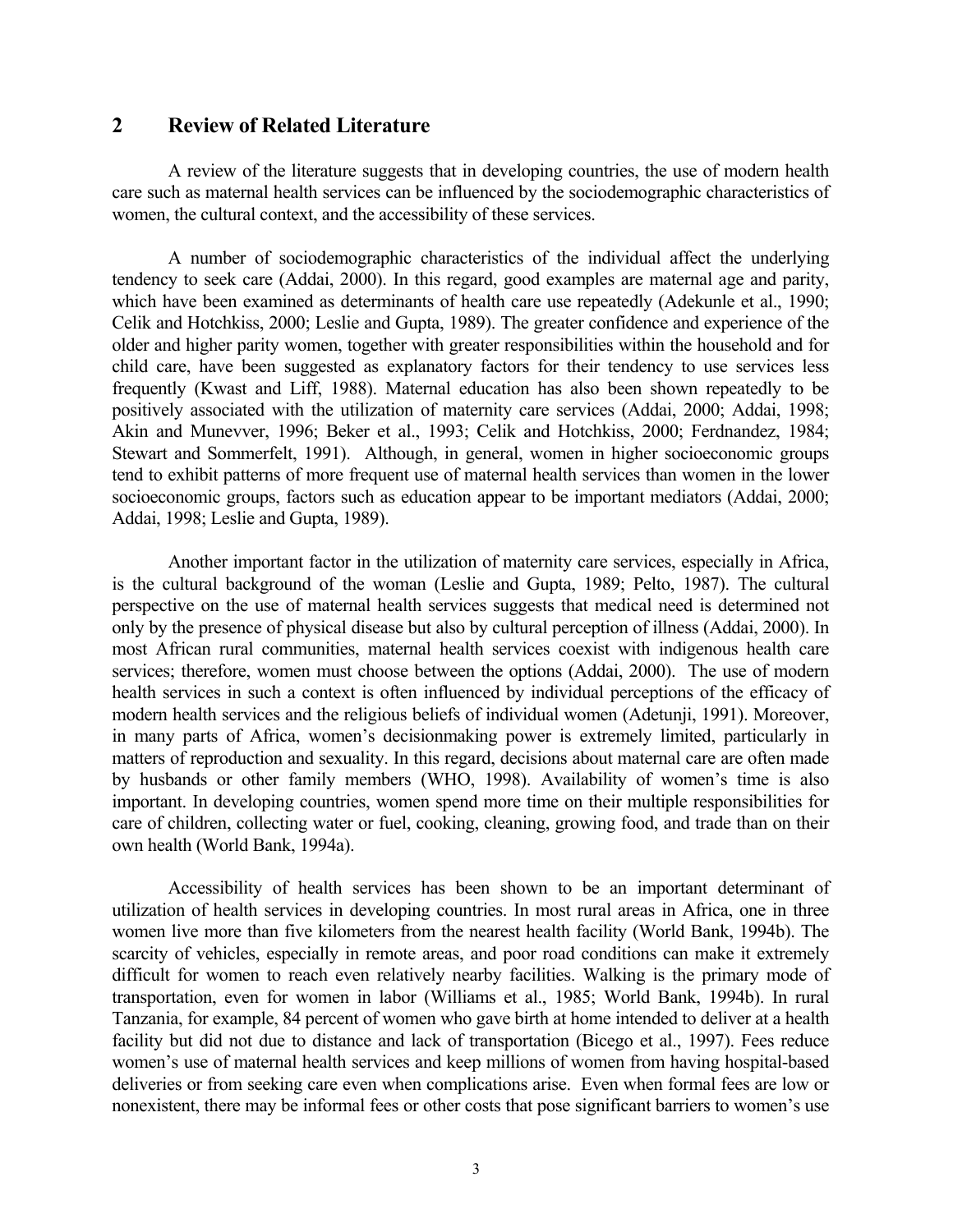## 2 Review of Related Literature

A review of the literature suggests that in developing countries, the use of modern health care such as maternal health services can be influenced by the sociodemographic characteristics of women, the cultural context, and the accessibility of these services.

A number of sociodemographic characteristics of the individual affect the underlying tendency to seek care (Addai, 2000). In this regard, good examples are maternal age and parity, which have been examined as determinants of health care use repeatedly (Adekunle et al., 1990; Celik and Hotchkiss, 2000; Leslie and Gupta, 1989). The greater confidence and experience of the older and higher parity women, together with greater responsibilities within the household and for child care, have been suggested as explanatory factors for their tendency to use services less frequently (Kwast and Liff, 1988). Maternal education has also been shown repeatedly to be positively associated with the utilization of maternity care services (Addai, 2000; Addai, 1998; Akin and Munevver, 1996; Beker et al., 1993; Celik and Hotchkiss, 2000; Ferdnandez, 1984; Stewart and Sommerfelt, 1991). Although, in general, women in higher socioeconomic groups tend to exhibit patterns of more frequent use of maternal health services than women in the lower socioeconomic groups, factors such as education appear to be important mediators (Addai, 2000; Addai, 1998; Leslie and Gupta, 1989).

Another important factor in the utilization of maternity care services, especially in Africa, is the cultural background of the woman (Leslie and Gupta, 1989; Pelto, 1987). The cultural perspective on the use of maternal health services suggests that medical need is determined not only by the presence of physical disease but also by cultural perception of illness (Addai, 2000). In most African rural communities, maternal health services coexist with indigenous health care services; therefore, women must choose between the options (Addai, 2000). The use of modern health services in such a context is often influenced by individual perceptions of the efficacy of modern health services and the religious beliefs of individual women (Adetunji, 1991). Moreover, in many parts of Africa, women's decisionmaking power is extremely limited, particularly in matters of reproduction and sexuality. In this regard, decisions about maternal care are often made by husbands or other family members (WHO, 1998). Availability of women's time is also important. In developing countries, women spend more time on their multiple responsibilities for care of children, collecting water or fuel, cooking, cleaning, growing food, and trade than on their own health (World Bank, 1994a).

Accessibility of health services has been shown to be an important determinant of utilization of health services in developing countries. In most rural areas in Africa, one in three women live more than five kilometers from the nearest health facility (World Bank, 1994b). The scarcity of vehicles, especially in remote areas, and poor road conditions can make it extremely difficult for women to reach even relatively nearby facilities. Walking is the primary mode of transportation, even for women in labor (Williams et al., 1985; World Bank, 1994b). In rural Tanzania, for example, 84 percent of women who gave birth at home intended to deliver at a health facility but did not due to distance and lack of transportation (Bicego et al., 1997). Fees reduce women's use of maternal health services and keep millions of women from having hospital-based deliveries or from seeking care even when complications arise. Even when formal fees are low or nonexistent, there may be informal fees or other costs that pose significant barriers to women's use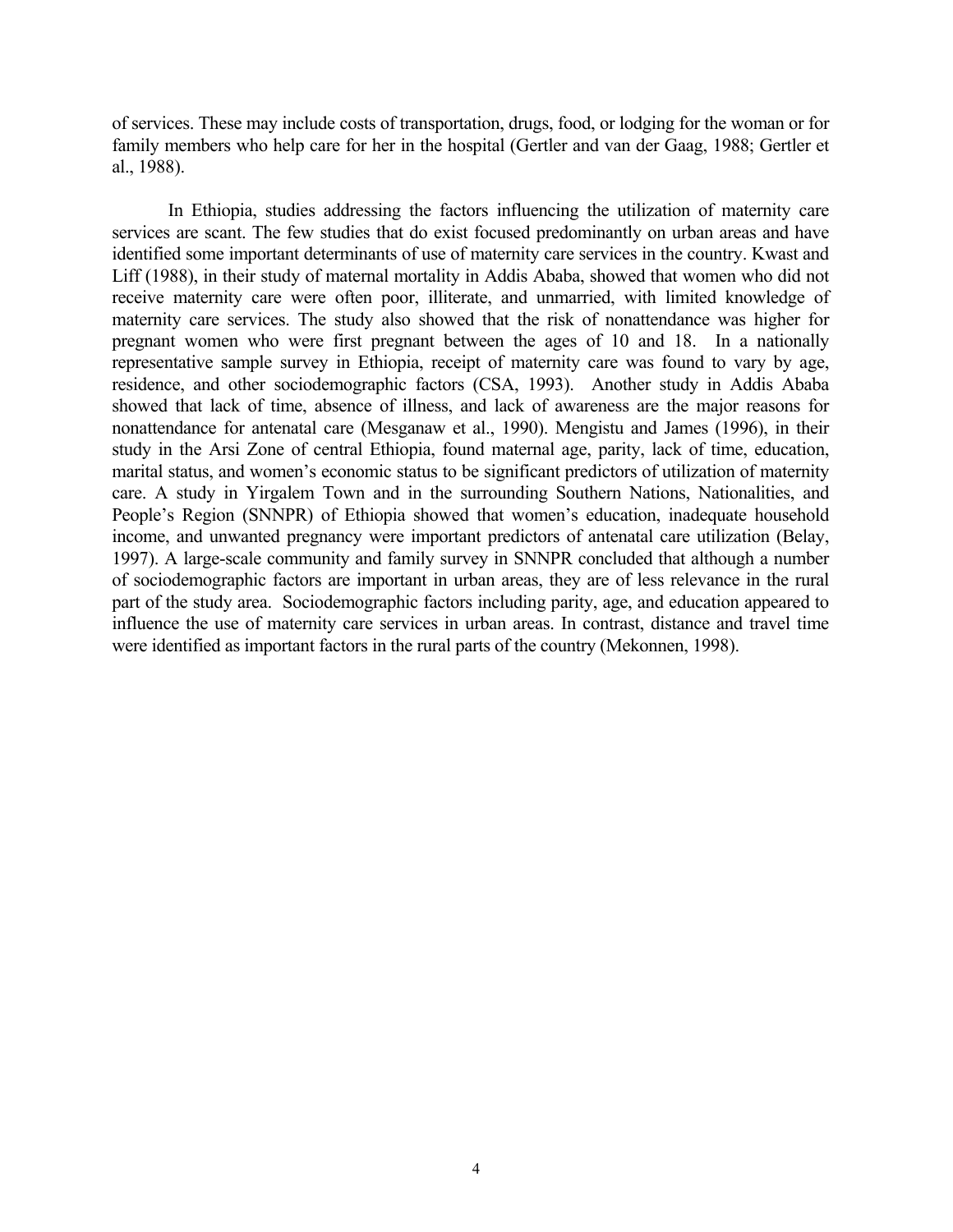of services. These may include costs of transportation, drugs, food, or lodging for the woman or for family members who help care for her in the hospital (Gertler and van der Gaag, 1988; Gertler et al., 1988).

In Ethiopia, studies addressing the factors influencing the utilization of maternity care services are scant. The few studies that do exist focused predominantly on urban areas and have identified some important determinants of use of maternity care services in the country. Kwast and Liff (1988), in their study of maternal mortality in Addis Ababa, showed that women who did not receive maternity care were often poor, illiterate, and unmarried, with limited knowledge of maternity care services. The study also showed that the risk of nonattendance was higher for pregnant women who were first pregnant between the ages of 10 and 18. In a nationally representative sample survey in Ethiopia, receipt of maternity care was found to vary by age, residence, and other sociodemographic factors (CSA, 1993). Another study in Addis Ababa showed that lack of time, absence of illness, and lack of awareness are the major reasons for nonattendance for antenatal care (Mesganaw et al., 1990). Mengistu and James (1996), in their study in the Arsi Zone of central Ethiopia, found maternal age, parity, lack of time, education, marital status, and women's economic status to be significant predictors of utilization of maternity care. A study in Yirgalem Town and in the surrounding Southern Nations, Nationalities, and People's Region (SNNPR) of Ethiopia showed that women's education, inadequate household income, and unwanted pregnancy were important predictors of antenatal care utilization (Belay, 1997). A large-scale community and family survey in SNNPR concluded that although a number of sociodemographic factors are important in urban areas, they are of less relevance in the rural part of the study area. Sociodemographic factors including parity, age, and education appeared to influence the use of maternity care services in urban areas. In contrast, distance and travel time were identified as important factors in the rural parts of the country (Mekonnen, 1998).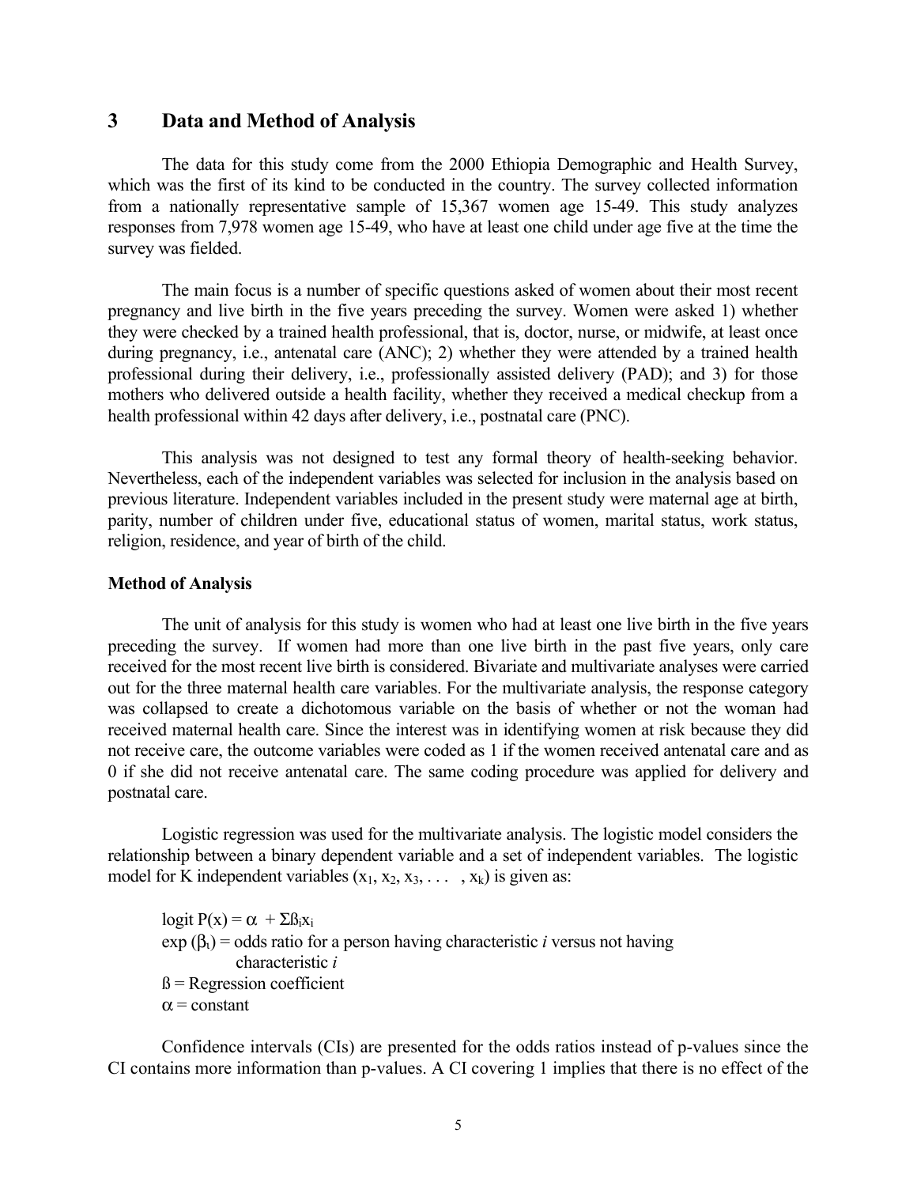## 3 Data and Method of Analysis

The data for this study come from the 2000 Ethiopia Demographic and Health Survey, which was the first of its kind to be conducted in the country. The survey collected information from a nationally representative sample of 15,367 women age 15-49. This study analyzes responses from 7,978 women age 15-49, who have at least one child under age five at the time the survey was fielded.

The main focus is a number of specific questions asked of women about their most recent pregnancy and live birth in the five years preceding the survey. Women were asked 1) whether they were checked by a trained health professional, that is, doctor, nurse, or midwife, at least once during pregnancy, i.e., antenatal care (ANC); 2) whether they were attended by a trained health professional during their delivery, i.e., professionally assisted delivery (PAD); and 3) for those mothers who delivered outside a health facility, whether they received a medical checkup from a health professional within 42 days after delivery, i.e., postnatal care (PNC).

This analysis was not designed to test any formal theory of health-seeking behavior. Nevertheless, each of the independent variables was selected for inclusion in the analysis based on previous literature. Independent variables included in the present study were maternal age at birth, parity, number of children under five, educational status of women, marital status, work status, religion, residence, and year of birth of the child.

### Method of Analysis

The unit of analysis for this study is women who had at least one live birth in the five years preceding the survey. If women had more than one live birth in the past five years, only care received for the most recent live birth is considered. Bivariate and multivariate analyses were carried out for the three maternal health care variables. For the multivariate analysis, the response category was collapsed to create a dichotomous variable on the basis of whether or not the woman had received maternal health care. Since the interest was in identifying women at risk because they did not receive care, the outcome variables were coded as 1 if the women received antenatal care and as 0 if she did not receive antenatal care. The same coding procedure was applied for delivery and postnatal care.

Logistic regression was used for the multivariate analysis. The logistic model considers the relationship between a binary dependent variable and a set of independent variables. The logistic model for K independent variables ($x_1, x_2, x_3, \ldots, x_k$) is given as:

$\text{logit } P(x) = \alpha + \Sigma \beta_i x_i$

$\exp(\beta_i)$ = odds ratio for a person having characteristic *i* versus not having characteristic *i*

$\beta$ = Regression coefficient

$\alpha$ = constant

Confidence intervals (CIs) are presented for the odds ratios instead of p-values since the CI contains more information than p-values. A CI covering 1 implies that there is no effect of the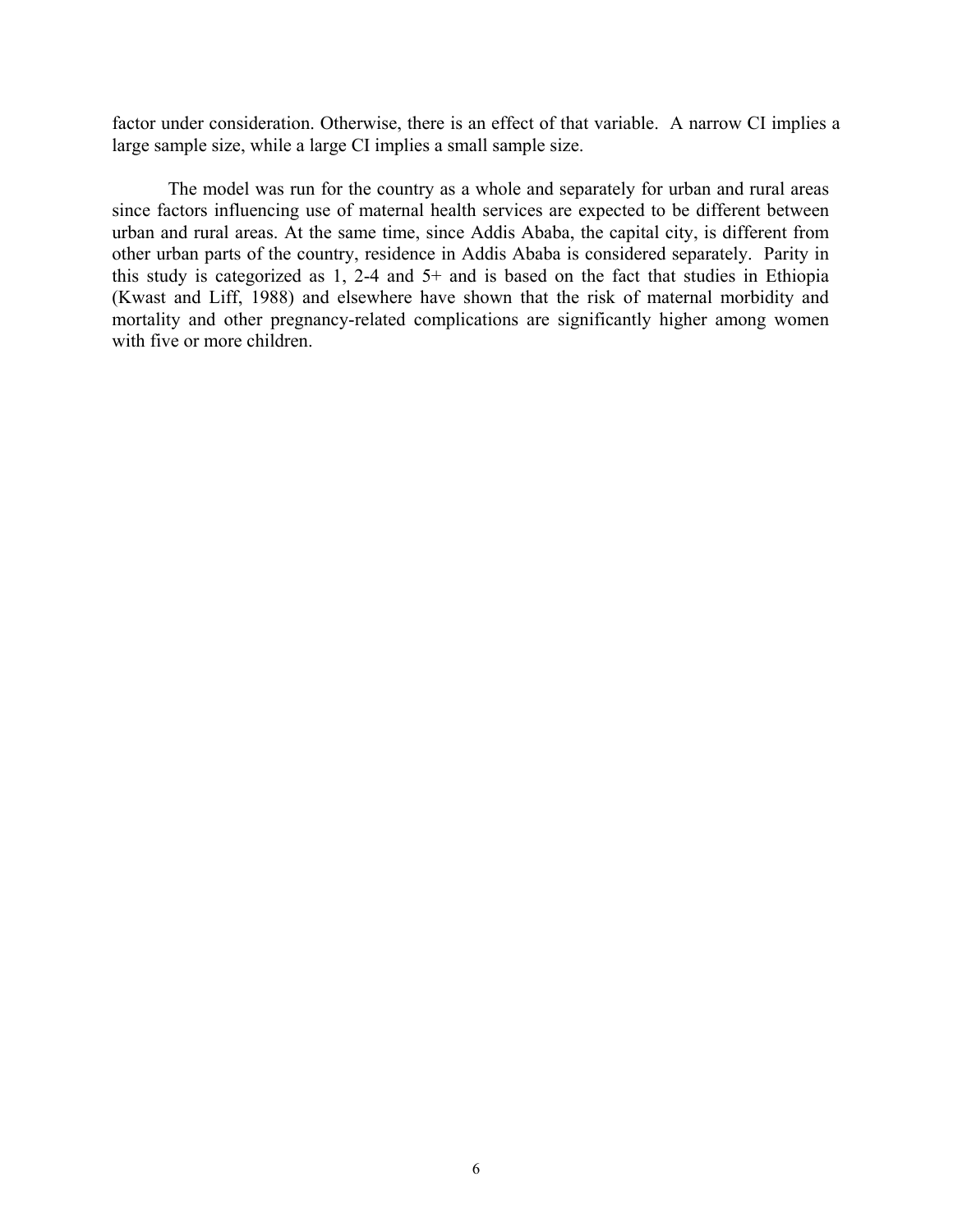factor under consideration. Otherwise, there is an effect of that variable. A narrow CI implies a large sample size, while a large CI implies a small sample size.

The model was run for the country as a whole and separately for urban and rural areas since factors influencing use of maternal health services are expected to be different between urban and rural areas. At the same time, since Addis Ababa, the capital city, is different from other urban parts of the country, residence in Addis Ababa is considered separately. Parity in this study is categorized as 1, 2-4 and 5+ and is based on the fact that studies in Ethiopia (Kwast and Liff, 1988) and elsewhere have shown that the risk of maternal morbidity and mortality and other pregnancy-related complications are significantly higher among women with five or more children.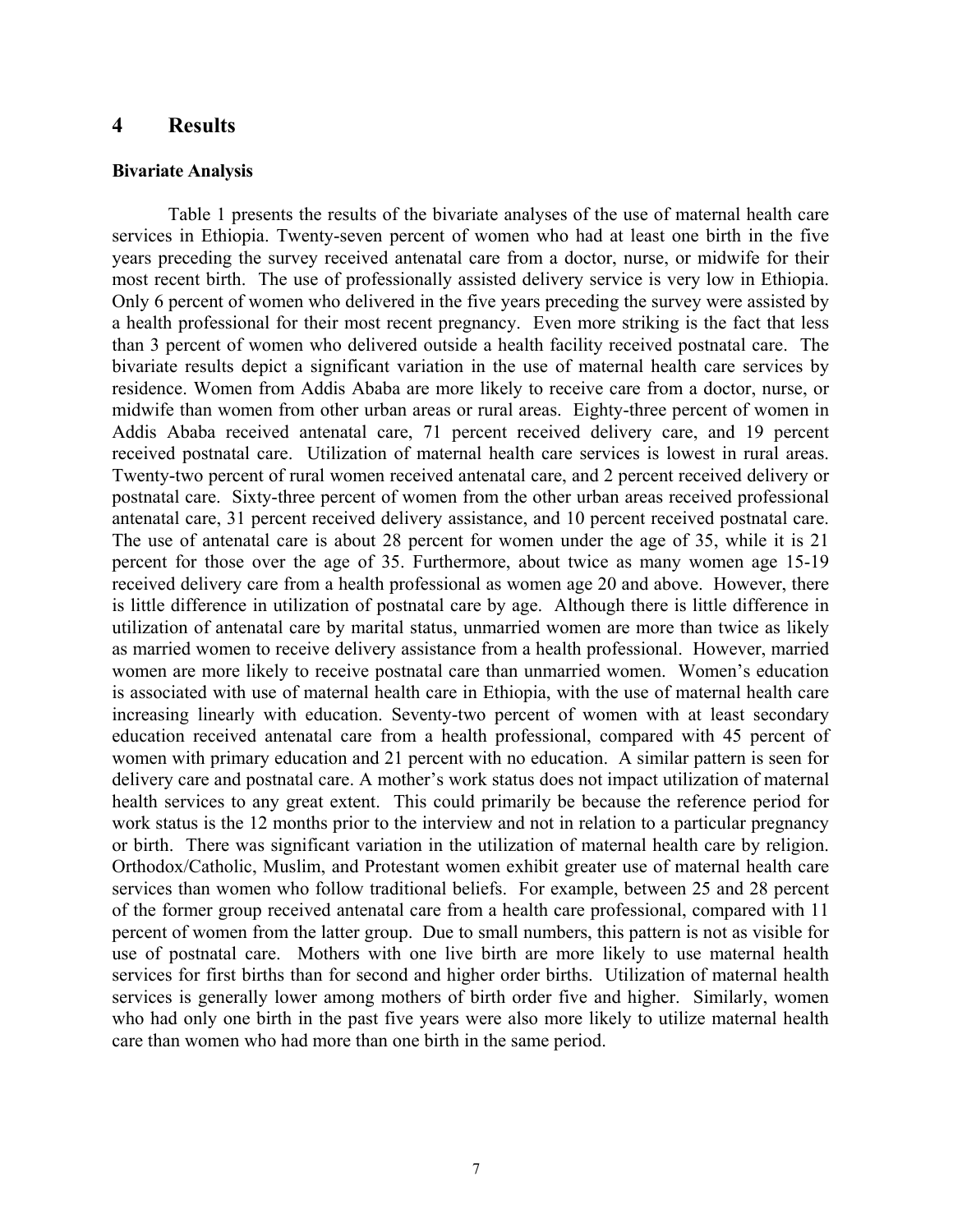## 4 Results

### Bivariate Analysis

Table 1 presents the results of the bivariate analyses of the use of maternal health care services in Ethiopia. Twenty-seven percent of women who had at least one birth in the five years preceding the survey received antenatal care from a doctor, nurse, or midwife for their most recent birth. The use of professionally assisted delivery service is very low in Ethiopia. Only 6 percent of women who delivered in the five years preceding the survey were assisted by a health professional for their most recent pregnancy. Even more striking is the fact that less than 3 percent of women who delivered outside a health facility received postnatal care. The bivariate results depict a significant variation in the use of maternal health care services by residence. Women from Addis Ababa are more likely to receive care from a doctor, nurse, or midwife than women from other urban areas or rural areas. Eighty-three percent of women in Addis Ababa received antenatal care, 71 percent received delivery care, and 19 percent received postnatal care. Utilization of maternal health care services is lowest in rural areas. Twenty-two percent of rural women received antenatal care, and 2 percent received delivery or postnatal care. Sixty-three percent of women from the other urban areas received professional antenatal care, 31 percent received delivery assistance, and 10 percent received postnatal care. The use of antenatal care is about 28 percent for women under the age of 35, while it is 21 percent for those over the age of 35. Furthermore, about twice as many women age 15-19 received delivery care from a health professional as women age 20 and above. However, there is little difference in utilization of postnatal care by age. Although there is little difference in utilization of antenatal care by marital status, unmarried women are more than twice as likely as married women to receive delivery assistance from a health professional. However, married women are more likely to receive postnatal care than unmarried women. Women's education is associated with use of maternal health care in Ethiopia, with the use of maternal health care increasing linearly with education. Seventy-two percent of women with at least secondary education received antenatal care from a health professional, compared with 45 percent of women with primary education and 21 percent with no education. A similar pattern is seen for delivery care and postnatal care. A mother's work status does not impact utilization of maternal health services to any great extent. This could primarily be because the reference period for work status is the 12 months prior to the interview and not in relation to a particular pregnancy or birth. There was significant variation in the utilization of maternal health care by religion. Orthodox/Catholic, Muslim, and Protestant women exhibit greater use of maternal health care services than women who follow traditional beliefs. For example, between 25 and 28 percent of the former group received antenatal care from a health care professional, compared with 11 percent of women from the latter group. Due to small numbers, this pattern is not as visible for use of postnatal care. Mothers with one live birth are more likely to use maternal health services for first births than for second and higher order births. Utilization of maternal health services is generally lower among mothers of birth order five and higher. Similarly, women who had only one birth in the past five years were also more likely to utilize maternal health care than women who had more than one birth in the same period.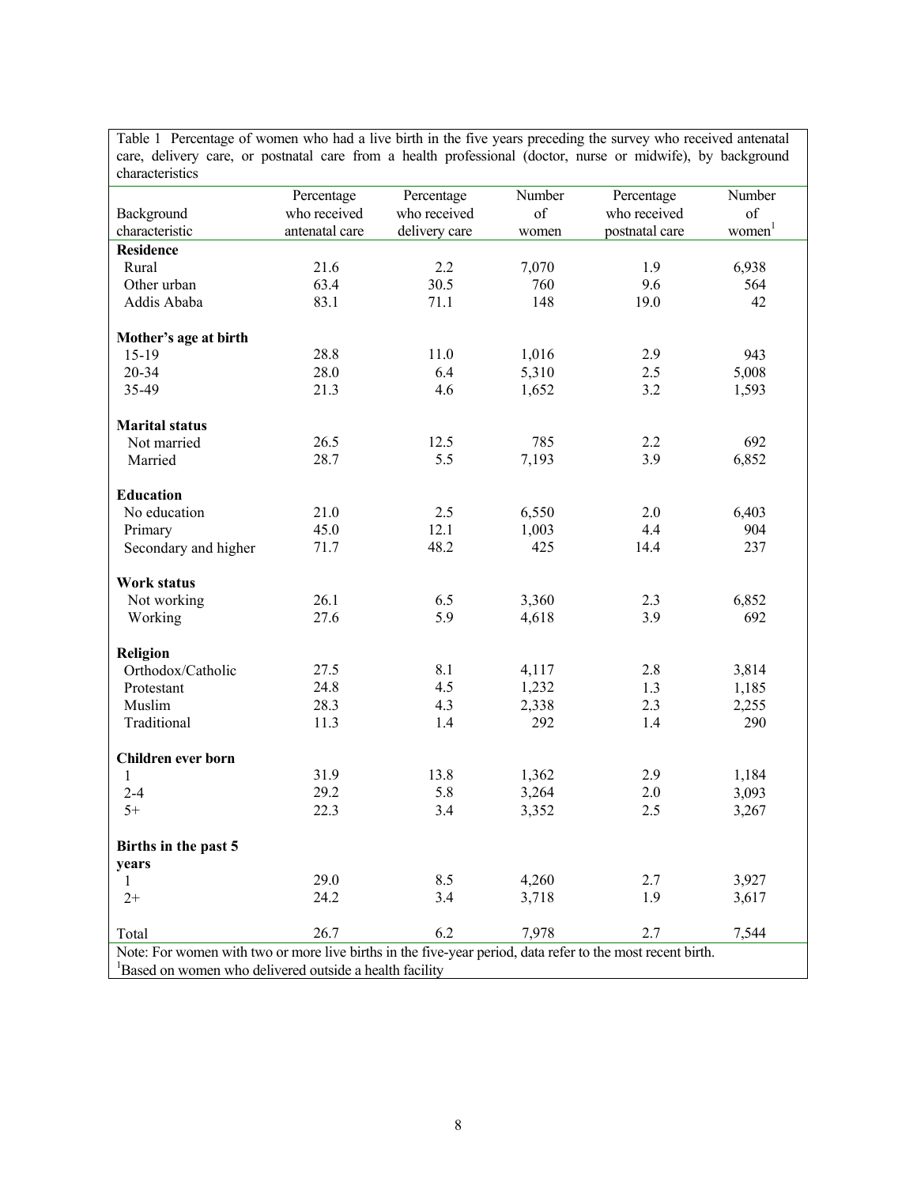Table 1 Percentage of women who had a live birth in the five years preceding the survey who received antenatal care, delivery care, or postnatal care from a health professional (doctor, nurse or midwife), by background characteristics

| Background characteristic | Percentage who received antenatal care | Percentage who received delivery care | Number of women | Percentage who received postnatal care | Number of women[1] |
|---|---|---|---|---|---|
| **Residence** | | | | | |
| Rural | 21.6 | 2.2 | 7,070 | 1.9 | 6,938 |
| Other urban | 63.4 | 30.5 | 760 | 9.6 | 564 |
| Addis Ababa | 83.1 | 71.1 | 148 | 19.0 | 42 |
| **Mother's age at birth** | | | | | |
| 15-19 | 28.8 | 11.0 | 1,016 | 2.9 | 943 |
| 20-34 | 28.0 | 6.4 | 5,310 | 2.5 | 5,008 |
| 35-49 | 21.3 | 4.6 | 1,652 | 3.2 | 1,593 |
| **Marital status** | | | | | |
| Not married | 26.5 | 12.5 | 785 | 2.2 | 692 |
| Married | 28.7 | 5.5 | 7,193 | 3.9 | 6,852 |
| **Education** | | | | | |
| No education | 21.0 | 2.5 | 6,550 | 2.0 | 6,403 |
| Primary | 45.0 | 12.1 | 1,003 | 4.4 | 904 |
| Secondary and higher | 71.7 | 48.2 | 425 | 14.4 | 237 |
| **Work status** | | | | | |
| Not working | 26.1 | 6.5 | 3,360 | 2.3 | 6,852 |
| Working | 27.6 | 5.9 | 4,618 | 3.9 | 692 |
| **Religion** | | | | | |
| Orthodox/Catholic | 27.5 | 8.1 | 4,117 | 2.8 | 3,814 |
| Protestant | 24.8 | 4.5 | 1,232 | 1.3 | 1,185 |
| Muslim | 28.3 | 4.3 | 2,338 | 2.3 | 2,255 |
| Traditional | 11.3 | 1.4 | 292 | 1.4 | 290 |
| **Children ever born** | | | | | |
| 1 | 31.9 | 13.8 | 1,362 | 2.9 | 1,184 |
| 2-4 | 29.2 | 5.8 | 3,264 | 2.0 | 3,093 |
| 5+ | 22.3 | 3.4 | 3,352 | 2.5 | 3,267 |
| **Births in the past 5 years** | | | | | |
| 1 | 29.0 | 8.5 | 4,260 | 2.7 | 3,927 |
| 2+ | 24.2 | 3.4 | 3,718 | 1.9 | 3,617 |
| Total | 26.7 | 6.2 | 7,978 | 2.7 | 7,544 |

Note: For women with two or more live births in the five-year period, data refer to the most recent birth.

[1] Based on women who delivered outside a health facility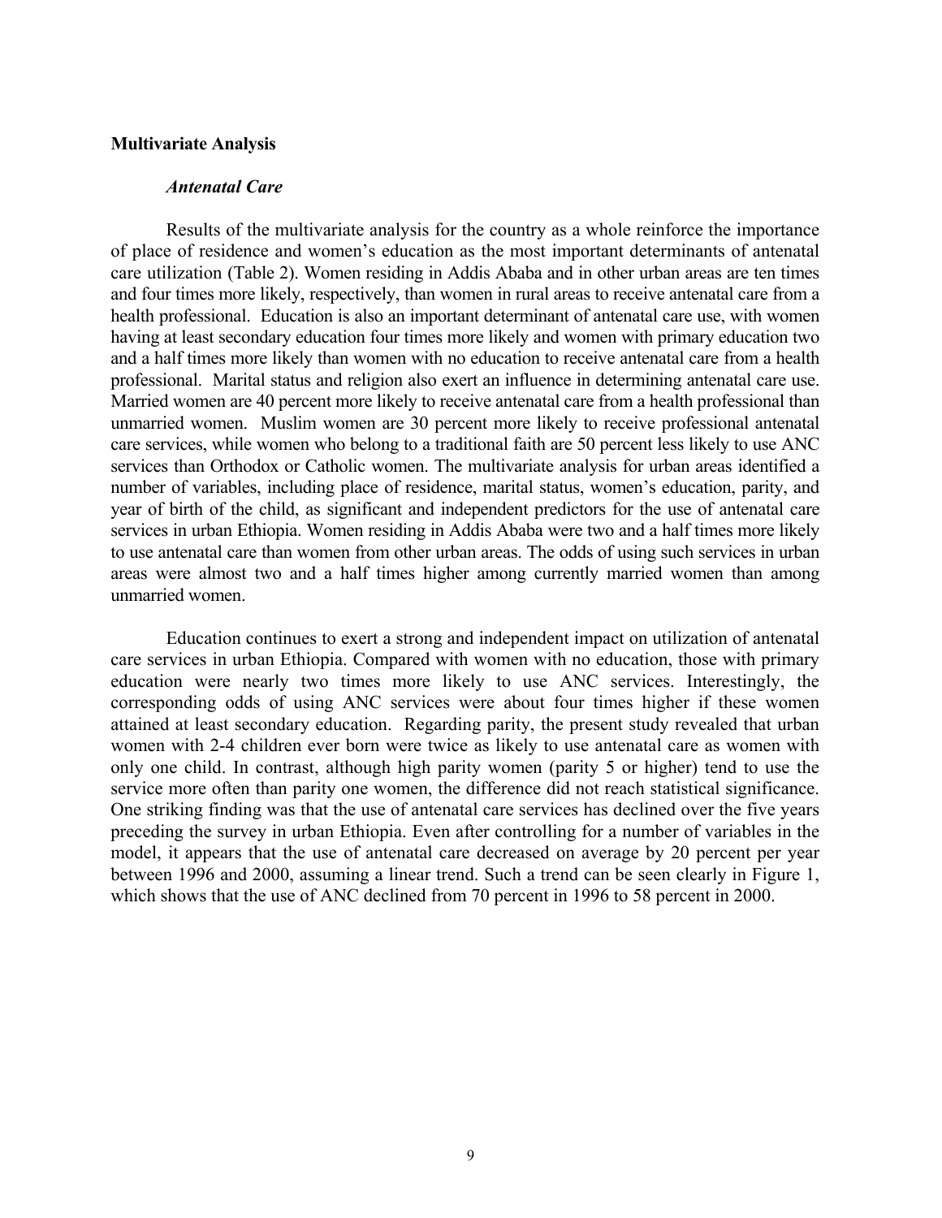## Multivariate Analysis

### *Antenatal Care*

Results of the multivariate analysis for the country as a whole reinforce the importance of place of residence and women's education as the most important determinants of antenatal care utilization (Table 2). Women residing in Addis Ababa and in other urban areas are ten times and four times more likely, respectively, than women in rural areas to receive antenatal care from a health professional. Education is also an important determinant of antenatal care use, with women having at least secondary education four times more likely and women with primary education two and a half times more likely than women with no education to receive antenatal care from a health professional. Marital status and religion also exert an influence in determining antenatal care use. Married women are 40 percent more likely to receive antenatal care from a health professional than unmarried women. Muslim women are 30 percent more likely to receive professional antenatal care services, while women who belong to a traditional faith are 50 percent less likely to use ANC services than Orthodox or Catholic women. The multivariate analysis for urban areas identified a number of variables, including place of residence, marital status, women's education, parity, and year of birth of the child, as significant and independent predictors for the use of antenatal care services in urban Ethiopia. Women residing in Addis Ababa were two and a half times more likely to use antenatal care than women from other urban areas. The odds of using such services in urban areas were almost two and a half times higher among currently married women than among unmarried women.

Education continues to exert a strong and independent impact on utilization of antenatal care services in urban Ethiopia. Compared with women with no education, those with primary education were nearly two times more likely to use ANC services. Interestingly, the corresponding odds of using ANC services were about four times higher if these women attained at least secondary education. Regarding parity, the present study revealed that urban women with 2-4 children ever born were twice as likely to use antenatal care as women with only one child. In contrast, although high parity women (parity 5 or higher) tend to use the service more often than parity one women, the difference did not reach statistical significance. One striking finding was that the use of antenatal care services has declined over the five years preceding the survey in urban Ethiopia. Even after controlling for a number of variables in the model, it appears that the use of antenatal care decreased on average by 20 percent per year between 1996 and 2000, assuming a linear trend. Such a trend can be seen clearly in Figure 1, which shows that the use of ANC declined from 70 percent in 1996 to 58 percent in 2000.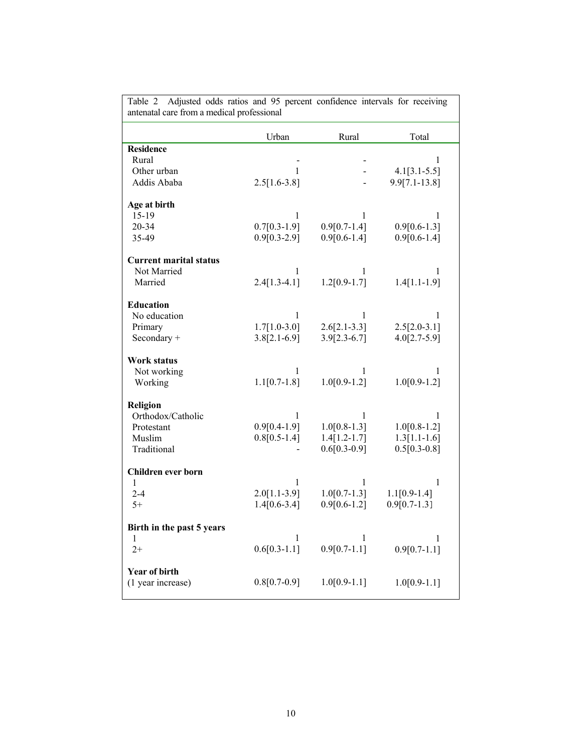Table 2 Adjusted odds ratios and 95 percent confidence intervals for receiving antenatal care from a medical professional

| | Urban | Rural | Total |
|---|---|---|---|
| **Residence** | | | |
| Rural | - | - | 1 |
| Other urban | 1 | - | 4.1[3.1-5.5] |
| Addis Ababa | 2.5[1.6-3.8] | - | 9.9[7.1-13.8] |
| **Age at birth** | | | |
| 15-19 | 1 | 1 | 1 |
| 20-34 | 0.7[0.3-1.9] | 0.9[0.7-1.4] | 0.9[0.6-1.3] |
| 35-49 | 0.9[0.3-2.9] | 0.9[0.6-1.4] | 0.9[0.6-1.4] |
| **Current marital status** | | | |
| Not Married | 1 | 1 | 1 |
| Married | 2.4[1.3-4.1] | 1.2[0.9-1.7] | 1.4[1.1-1.9] |
| **Education** | | | |
| No education | 1 | 1 | 1 |
| Primary | 1.7[1.0-3.0] | 2.6[2.1-3.3] | 2.5[2.0-3.1] |
| Secondary + | 3.8[2.1-6.9] | 3.9[2.3-6.7] | 4.0[2.7-5.9] |
| **Work status** | | | |
| Not working | 1 | 1 | 1 |
| Working | 1.1[0.7-1.8] | 1.0[0.9-1.2] | 1.0[0.9-1.2] |
| **Religion** | | | |
| Orthodox/Catholic | 1 | 1 | 1 |
| Protestant | 0.9[0.4-1.9] | 1.0[0.8-1.3] | 1.0[0.8-1.2] |
| Muslim | 0.8[0.5-1.4] | 1.4[1.2-1.7] | 1.3[1.1-1.6] |
| Traditional | - | 0.6[0.3-0.9] | 0.5[0.3-0.8] |
| **Children ever born** | | | |
| 1 | 1 | 1 | 1 |
| 2-4 | 2.0[1.1-3.9] | 1.0[0.7-1.3] | 1.1[0.9-1.4] |
| 5+ | 1.4[0.6-3.4] | 0.9[0.6-1.2] | 0.9[0.7-1.3] |
| **Birth in the past 5 years** | | | |
| 1 | 1 | 1 | 1 |
| 2+ | 0.6[0.3-1.1] | 0.9[0.7-1.1] | 0.9[0.7-1.1] |
| **Year of birth** | | | |
| (1 year increase) | 0.8[0.7-0.9] | 1.0[0.9-1.1] | 1.0[0.9-1.1] |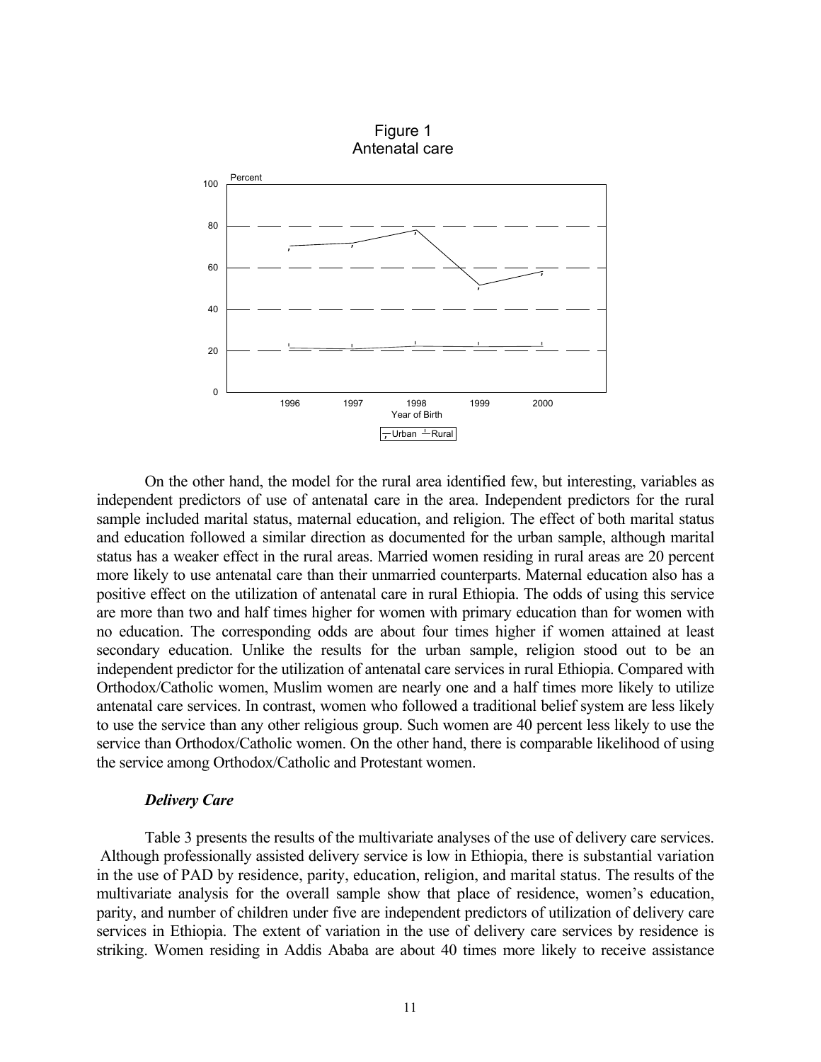Figure 1
Antenatal care

On the other hand, the model for the rural area identified few, but interesting, variables as independent predictors of use of antenatal care in the area. Independent predictors for the rural sample included marital status, maternal education, and religion. The effect of both marital status and education followed a similar direction as documented for the urban sample, although marital status has a weaker effect in the rural areas. Married women residing in rural areas are 20 percent more likely to use antenatal care than their unmarried counterparts. Maternal education also has a positive effect on the utilization of antenatal care in rural Ethiopia. The odds of using this service are more than two and half times higher for women with primary education than for women with no education. The corresponding odds are about four times higher if women attained at least secondary education. Unlike the results for the urban sample, religion stood out to be an independent predictor for the utilization of antenatal care services in rural Ethiopia. Compared with Orthodox/Catholic women, Muslim women are nearly one and a half times more likely to utilize antenatal care services. In contrast, women who followed a traditional belief system are less likely to use the service than any other religious group. Such women are 40 percent less likely to use the service than Orthodox/Catholic women. On the other hand, there is comparable likelihood of using the service among Orthodox/Catholic and Protestant women.

### *Delivery Care*

Table 3 presents the results of the multivariate analyses of the use of delivery care services. Although professionally assisted delivery service is low in Ethiopia, there is substantial variation in the use of PAD by residence, parity, education, religion, and marital status. The results of the multivariate analysis for the overall sample show that place of residence, women's education, parity, and number of children under five are independent predictors of utilization of delivery care services in Ethiopia. The extent of variation in the use of delivery care services by residence is striking. Women residing in Addis Ababa are about 40 times more likely to receive assistance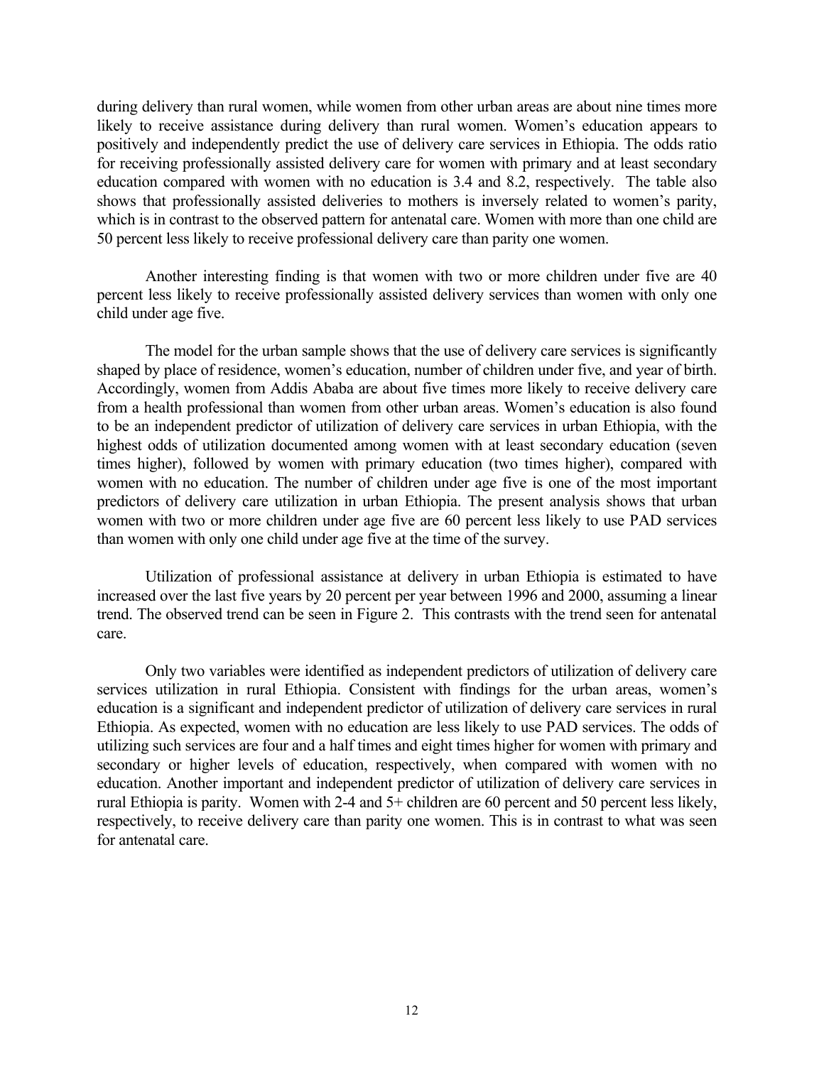during delivery than rural women, while women from other urban areas are about nine times more likely to receive assistance during delivery than rural women. Women's education appears to positively and independently predict the use of delivery care services in Ethiopia. The odds ratio for receiving professionally assisted delivery care for women with primary and at least secondary education compared with women with no education is 3.4 and 8.2, respectively. The table also shows that professionally assisted deliveries to mothers is inversely related to women's parity, which is in contrast to the observed pattern for antenatal care. Women with more than one child are 50 percent less likely to receive professional delivery care than parity one women.

Another interesting finding is that women with two or more children under five are 40 percent less likely to receive professionally assisted delivery services than women with only one child under age five.

The model for the urban sample shows that the use of delivery care services is significantly shaped by place of residence, women's education, number of children under five, and year of birth. Accordingly, women from Addis Ababa are about five times more likely to receive delivery care from a health professional than women from other urban areas. Women's education is also found to be an independent predictor of utilization of delivery care services in urban Ethiopia, with the highest odds of utilization documented among women with at least secondary education (seven times higher), followed by women with primary education (two times higher), compared with women with no education. The number of children under age five is one of the most important predictors of delivery care utilization in urban Ethiopia. The present analysis shows that urban women with two or more children under age five are 60 percent less likely to use PAD services than women with only one child under age five at the time of the survey.

Utilization of professional assistance at delivery in urban Ethiopia is estimated to have increased over the last five years by 20 percent per year between 1996 and 2000, assuming a linear trend. The observed trend can be seen in Figure 2. This contrasts with the trend seen for antenatal care.

Only two variables were identified as independent predictors of utilization of delivery care services utilization in rural Ethiopia. Consistent with findings for the urban areas, women's education is a significant and independent predictor of utilization of delivery care services in rural Ethiopia. As expected, women with no education are less likely to use PAD services. The odds of utilizing such services are four and a half times and eight times higher for women with primary and secondary or higher levels of education, respectively, when compared with women with no education. Another important and independent predictor of utilization of delivery care services in rural Ethiopia is parity. Women with 2-4 and 5+ children are 60 percent and 50 percent less likely, respectively, to receive delivery care than parity one women. This is in contrast to what was seen for antenatal care.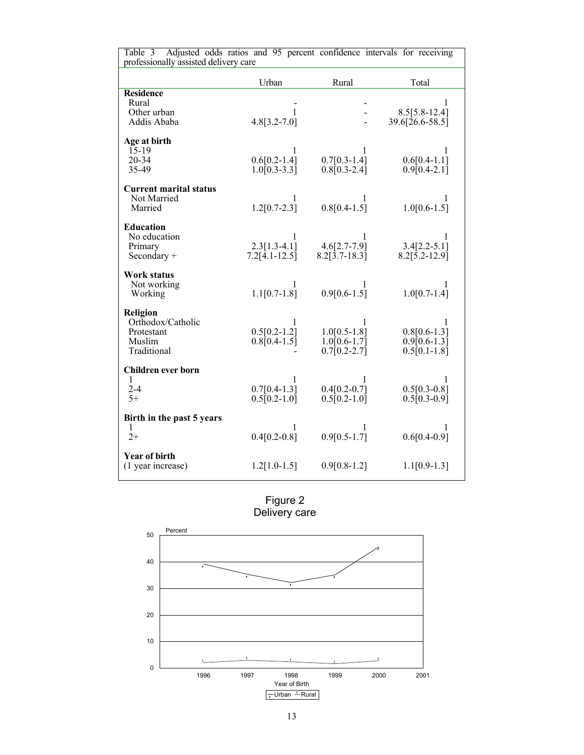Table 3 Adjusted odds ratios and 95 percent confidence intervals for receiving professionally assisted delivery care

| | Urban | Rural | Total |
|---|---|---|---|
| **Residence** | | | |
| Rural | - | - | 1 |
| Other urban | 1 | - | 8.5[5.8-12.4] |
| Addis Ababa | 4.8[3.2-7.0] | - | 39.6[26.6-58.5] |
| **Age at birth** | | | |
| 15-19 | 1 | 1 | 1 |
| 20-34 | 0.6[0.2-1.4] | 0.7[0.3-1.4] | 0.6[0.4-1.1] |
| 35-49 | 1.0[0.3-3.3] | 0.8[0.3-2.4] | 0.9[0.4-2.1] |
| **Current marital status** | | | |
| Not Married | 1 | 1 | 1 |
| Married | 1.2[0.7-2.3] | 0.8[0.4-1.5] | 1.0[0.6-1.5] |
| **Education** | | | |
| No education | 1 | 1 | 1 |
| Primary | 2.3[1.3-4.1] | 4.6[2.7-7.9] | 3.4[2.2-5.1] |
| Secondary + | 7.2[4.1-12.5] | 8.2[3.7-18.3] | 8.2[5.2-12.9] |
| **Work status** | | | |
| Not working | 1 | 1 | 1 |
| Working | 1.1[0.7-1.8] | 0.9[0.6-1.5] | 1.0[0.7-1.4] |
| **Religion** | | | |
| Orthodox/Catholic | 1 | 1 | 1 |
| Protestant | 0.5[0.2-1.2] | 1.0[0.5-1.8] | 0.8[0.6-1.3] |
| Muslim | 0.8[0.4-1.5] | 1.0[0.6-1.7] | 0.9[0.6-1.3] |
| Traditional | - | 0.7[0.2-2.7] | 0.5[0.1-1.8] |
| **Children ever born** | | | |
| 1 | 1 | 1 | 1 |
| 2-4 | 0.7[0.4-1.3] | 0.4[0.2-0.7] | 0.5[0.3-0.8] |
| 5+ | 0.5[0.2-1.0] | 0.5[0.2-1.0] | 0.5[0.3-0.9] |
| **Birth in the past 5 years** | | | |
| 1 | 1 | 1 | 1 |
| 2+ | 0.4[0.2-0.8] | 0.9[0.5-1.7] | 0.6[0.4-0.9] |
| **Year of birth** | | | |
| (1 year increase) | 1.2[1.0-1.5] | 0.9[0.8-1.2] | 1.1[0.9-1.3] |

Figure 2
Delivery care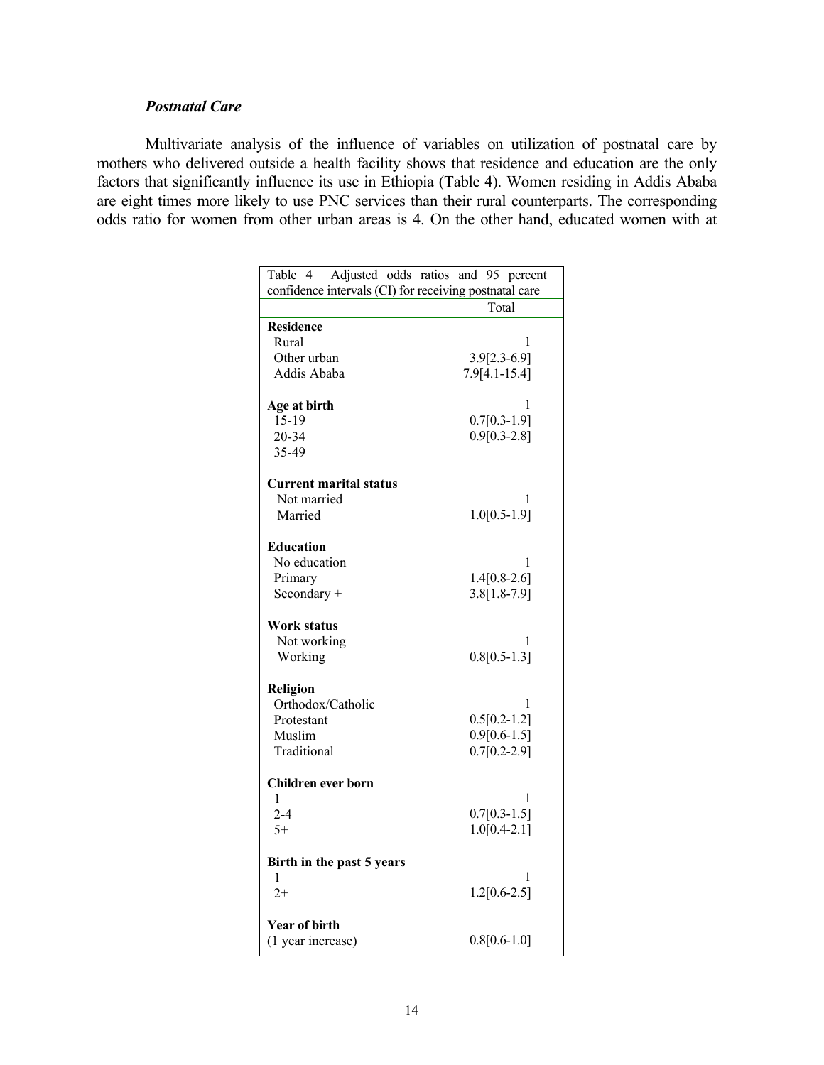*Postnatal Care*

Multivariate analysis of the influence of variables on utilization of postnatal care by mothers who delivered outside a health facility shows that residence and education are the only factors that significantly influence its use in Ethiopia (Table 4). Women residing in Addis Ababa are eight times more likely to use PNC services than their rural counterparts. The corresponding odds ratio for women from other urban areas is 4. On the other hand, educated women with at

Table 4 Adjusted odds ratios and 95 percent confidence intervals (CI) for receiving postnatal care

| | Total |
|---|---|
| **Residence** | |
| Rural | 1 |
| Other urban | 3.9[2.3-6.9] |
| Addis Ababa | 7.9[4.1-15.4] |
| | |
| **Age at birth** | 1 |
| 15-19 | 0.7[0.3-1.9] |
| 20-34 | 0.9[0.3-2.8] |
| 35-49 | |
| | |
| **Current marital status** | |
| Not married | 1 |
| Married | 1.0[0.5-1.9] |
| | |
| **Education** | |
| No education | 1 |
| Primary | 1.4[0.8-2.6] |
| Secondary + | 3.8[1.8-7.9] |
| | |
| **Work status** | |
| Not working | 1 |
| Working | 0.8[0.5-1.3] |
| | |
| **Religion** | |
| Orthodox/Catholic | 1 |
| Protestant | 0.5[0.2-1.2] |
| Muslim | 0.9[0.6-1.5] |
| Traditional | 0.7[0.2-2.9] |
| | |
| **Children ever born** | |
| 1 | 1 |
| 2-4 | 0.7[0.3-1.5] |
| 5+ | 1.0[0.4-2.1] |
| | |
| **Birth in the past 5 years** | |
| 1 | 1 |
| 2+ | 1.2[0.6-2.5] |
| | |
| **Year of birth** | |
| (1 year increase) | 0.8[0.6-1.0] |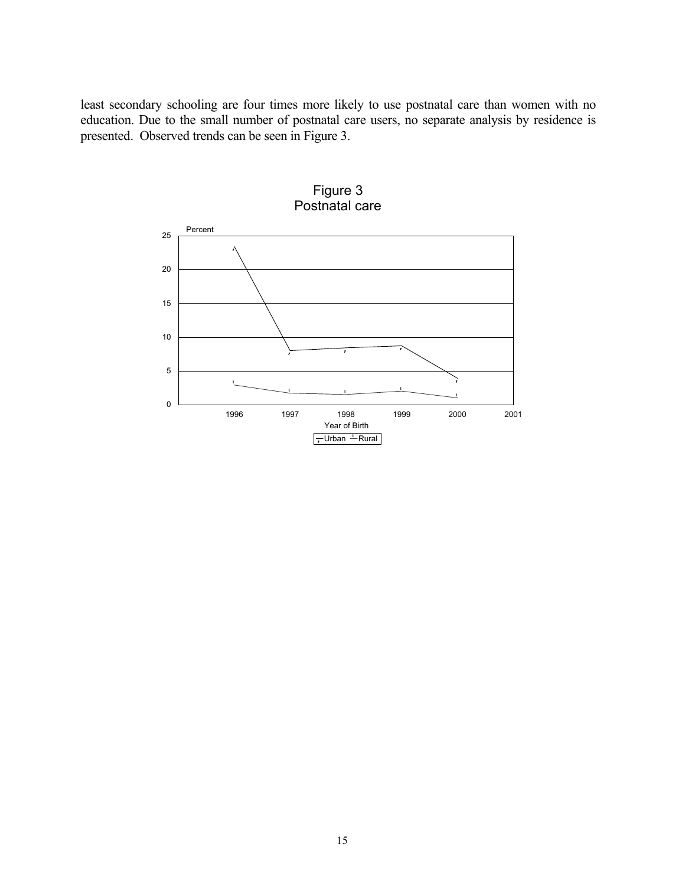least secondary schooling are four times more likely to use postnatal care than women with no education. Due to the small number of postnatal care users, no separate analysis by residence is presented. Observed trends can be seen in Figure 3.

Figure 3
Postnatal care

Percent

25
20
15
10
5
0

1996 1997 1998 1999 2000 2001

Year of Birth

Urban Rural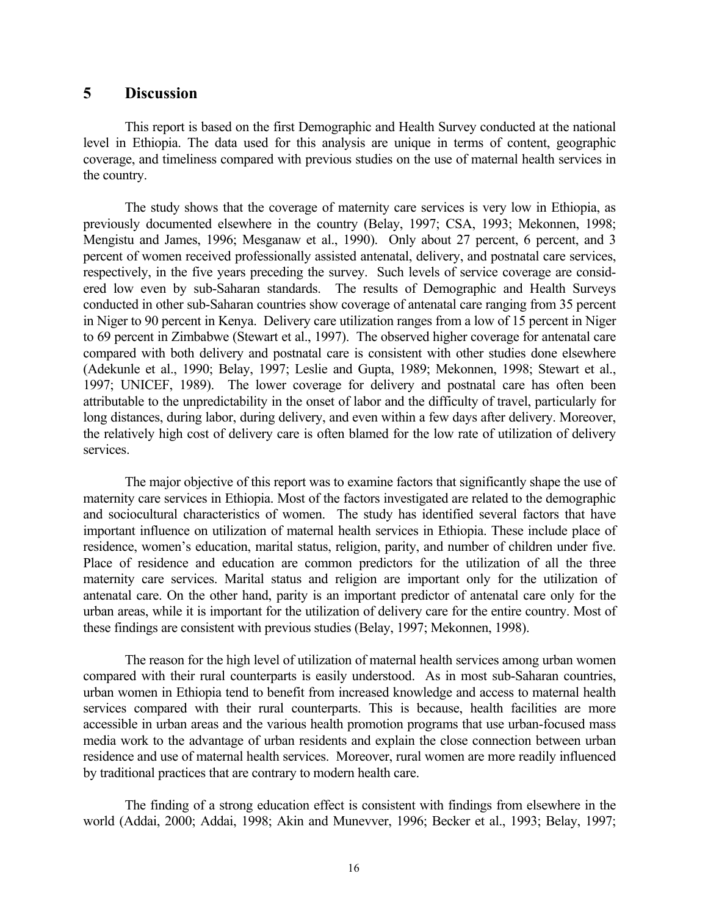## 5 Discussion

This report is based on the first Demographic and Health Survey conducted at the national level in Ethiopia. The data used for this analysis are unique in terms of content, geographic coverage, and timeliness compared with previous studies on the use of maternal health services in the country.

The study shows that the coverage of maternity care services is very low in Ethiopia, as previously documented elsewhere in the country (Belay, 1997; CSA, 1993; Mekonnen, 1998; Mengistu and James, 1996; Mesganaw et al., 1990). Only about 27 percent, 6 percent, and 3 percent of women received professionally assisted antenatal, delivery, and postnatal care services, respectively, in the five years preceding the survey. Such levels of service coverage are considered low even by sub-Saharan standards. The results of Demographic and Health Surveys conducted in other sub-Saharan countries show coverage of antenatal care ranging from 35 percent in Niger to 90 percent in Kenya. Delivery care utilization ranges from a low of 15 percent in Niger to 69 percent in Zimbabwe (Stewart et al., 1997). The observed higher coverage for antenatal care compared with both delivery and postnatal care is consistent with other studies done elsewhere (Adekunle et al., 1990; Belay, 1997; Leslie and Gupta, 1989; Mekonnen, 1998; Stewart et al., 1997; UNICEF, 1989). The lower coverage for delivery and postnatal care has often been attributable to the unpredictability in the onset of labor and the difficulty of travel, particularly for long distances, during labor, during delivery, and even within a few days after delivery. Moreover, the relatively high cost of delivery care is often blamed for the low rate of utilization of delivery services.

The major objective of this report was to examine factors that significantly shape the use of maternity care services in Ethiopia. Most of the factors investigated are related to the demographic and sociocultural characteristics of women. The study has identified several factors that have important influence on utilization of maternal health services in Ethiopia. These include place of residence, women's education, marital status, religion, parity, and number of children under five. Place of residence and education are common predictors for the utilization of all the three maternity care services. Marital status and religion are important only for the utilization of antenatal care. On the other hand, parity is an important predictor of antenatal care only for the urban areas, while it is important for the utilization of delivery care for the entire country. Most of these findings are consistent with previous studies (Belay, 1997; Mekonnen, 1998).

The reason for the high level of utilization of maternal health services among urban women compared with their rural counterparts is easily understood. As in most sub-Saharan countries, urban women in Ethiopia tend to benefit from increased knowledge and access to maternal health services compared with their rural counterparts. This is because, health facilities are more accessible in urban areas and the various health promotion programs that use urban-focused mass media work to the advantage of urban residents and explain the close connection between urban residence and use of maternal health services. Moreover, rural women are more readily influenced by traditional practices that are contrary to modern health care.

The finding of a strong education effect is consistent with findings from elsewhere in the world (Addai, 2000; Addai, 1998; Akin and Munevver, 1996; Becker et al., 1993; Belay, 1997;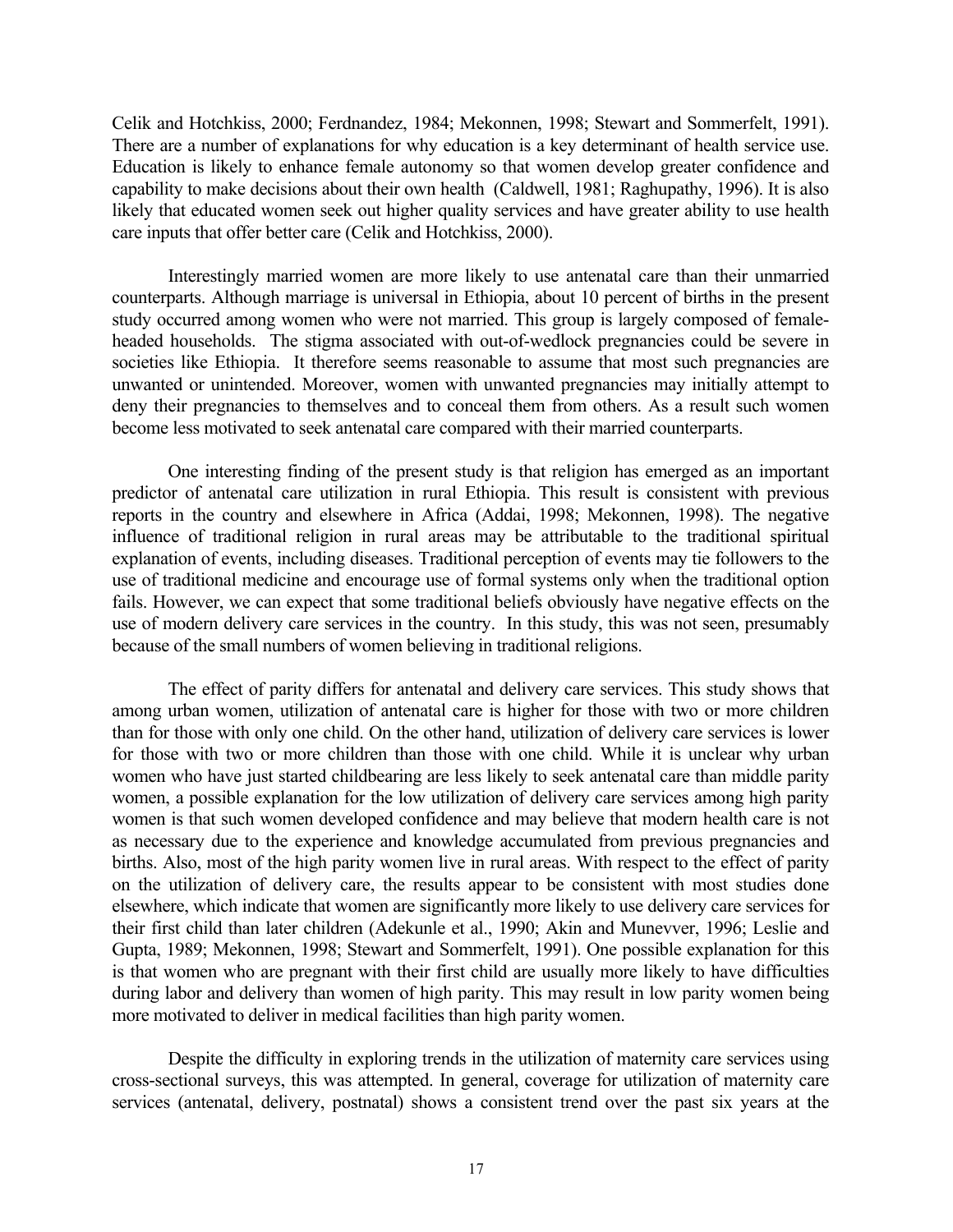Celik and Hotchkiss, 2000; Ferdnandez, 1984; Mekonnen, 1998; Stewart and Sommerfelt, 1991). There are a number of explanations for why education is a key determinant of health service use. Education is likely to enhance female autonomy so that women develop greater confidence and capability to make decisions about their own health (Caldwell, 1981; Raghupathy, 1996). It is also likely that educated women seek out higher quality services and have greater ability to use health care inputs that offer better care (Celik and Hotchkiss, 2000).

Interestingly married women are more likely to use antenatal care than their unmarried counterparts. Although marriage is universal in Ethiopia, about 10 percent of births in the present study occurred among women who were not married. This group is largely composed of female-headed households. The stigma associated with out-of-wedlock pregnancies could be severe in societies like Ethiopia. It therefore seems reasonable to assume that most such pregnancies are unwanted or unintended. Moreover, women with unwanted pregnancies may initially attempt to deny their pregnancies to themselves and to conceal them from others. As a result such women become less motivated to seek antenatal care compared with their married counterparts.

One interesting finding of the present study is that religion has emerged as an important predictor of antenatal care utilization in rural Ethiopia. This result is consistent with previous reports in the country and elsewhere in Africa (Addai, 1998; Mekonnen, 1998). The negative influence of traditional religion in rural areas may be attributable to the traditional spiritual explanation of events, including diseases. Traditional perception of events may tie followers to the use of traditional medicine and encourage use of formal systems only when the traditional option fails. However, we can expect that some traditional beliefs obviously have negative effects on the use of modern delivery care services in the country. In this study, this was not seen, presumably because of the small numbers of women believing in traditional religions.

The effect of parity differs for antenatal and delivery care services. This study shows that among urban women, utilization of antenatal care is higher for those with two or more children than for those with only one child. On the other hand, utilization of delivery care services is lower for those with two or more children than those with one child. While it is unclear why urban women who have just started childbearing are less likely to seek antenatal care than middle parity women, a possible explanation for the low utilization of delivery care services among high parity women is that such women developed confidence and may believe that modern health care is not as necessary due to the experience and knowledge accumulated from previous pregnancies and births. Also, most of the high parity women live in rural areas. With respect to the effect of parity on the utilization of delivery care, the results appear to be consistent with most studies done elsewhere, which indicate that women are significantly more likely to use delivery care services for their first child than later children (Adekunle et al., 1990; Akin and Munevver, 1996; Leslie and Gupta, 1989; Mekonnen, 1998; Stewart and Sommerfelt, 1991). One possible explanation for this is that women who are pregnant with their first child are usually more likely to have difficulties during labor and delivery than women of high parity. This may result in low parity women being more motivated to deliver in medical facilities than high parity women.

Despite the difficulty in exploring trends in the utilization of maternity care services using cross-sectional surveys, this was attempted. In general, coverage for utilization of maternity care services (antenatal, delivery, postnatal) shows a consistent trend over the past six years at the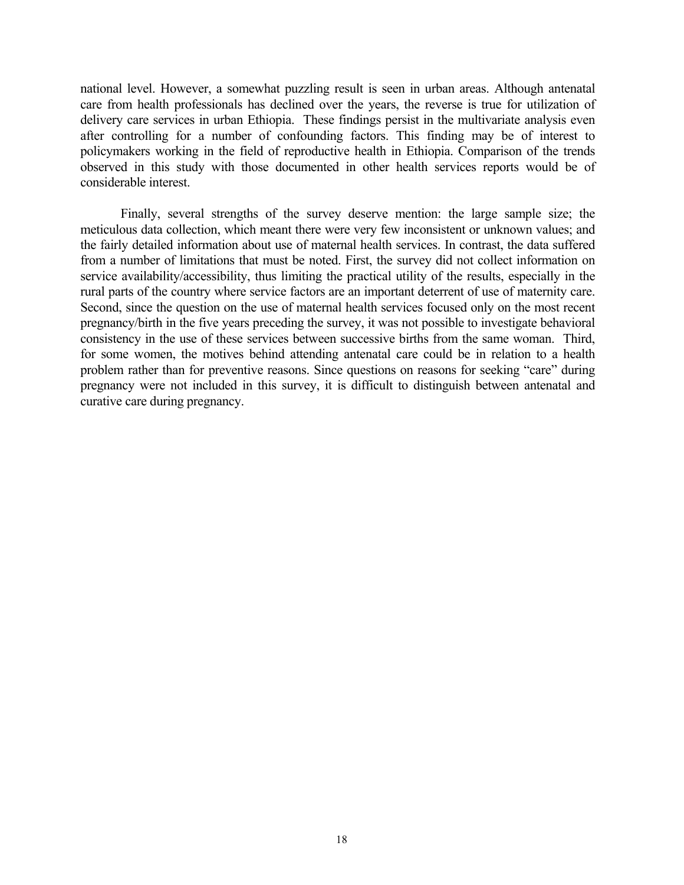national level. However, a somewhat puzzling result is seen in urban areas. Although antenatal care from health professionals has declined over the years, the reverse is true for utilization of delivery care services in urban Ethiopia. These findings persist in the multivariate analysis even after controlling for a number of confounding factors. This finding may be of interest to policymakers working in the field of reproductive health in Ethiopia. Comparison of the trends observed in this study with those documented in other health services reports would be of considerable interest.

Finally, several strengths of the survey deserve mention: the large sample size; the meticulous data collection, which meant there were very few inconsistent or unknown values; and the fairly detailed information about use of maternal health services. In contrast, the data suffered from a number of limitations that must be noted. First, the survey did not collect information on service availability/accessibility, thus limiting the practical utility of the results, especially in the rural parts of the country where service factors are an important deterrent of use of maternity care. Second, since the question on the use of maternal health services focused only on the most recent pregnancy/birth in the five years preceding the survey, it was not possible to investigate behavioral consistency in the use of these services between successive births from the same woman. Third, for some women, the motives behind attending antenatal care could be in relation to a health problem rather than for preventive reasons. Since questions on reasons for seeking "care" during pregnancy were not included in this survey, it is difficult to distinguish between antenatal and curative care during pregnancy.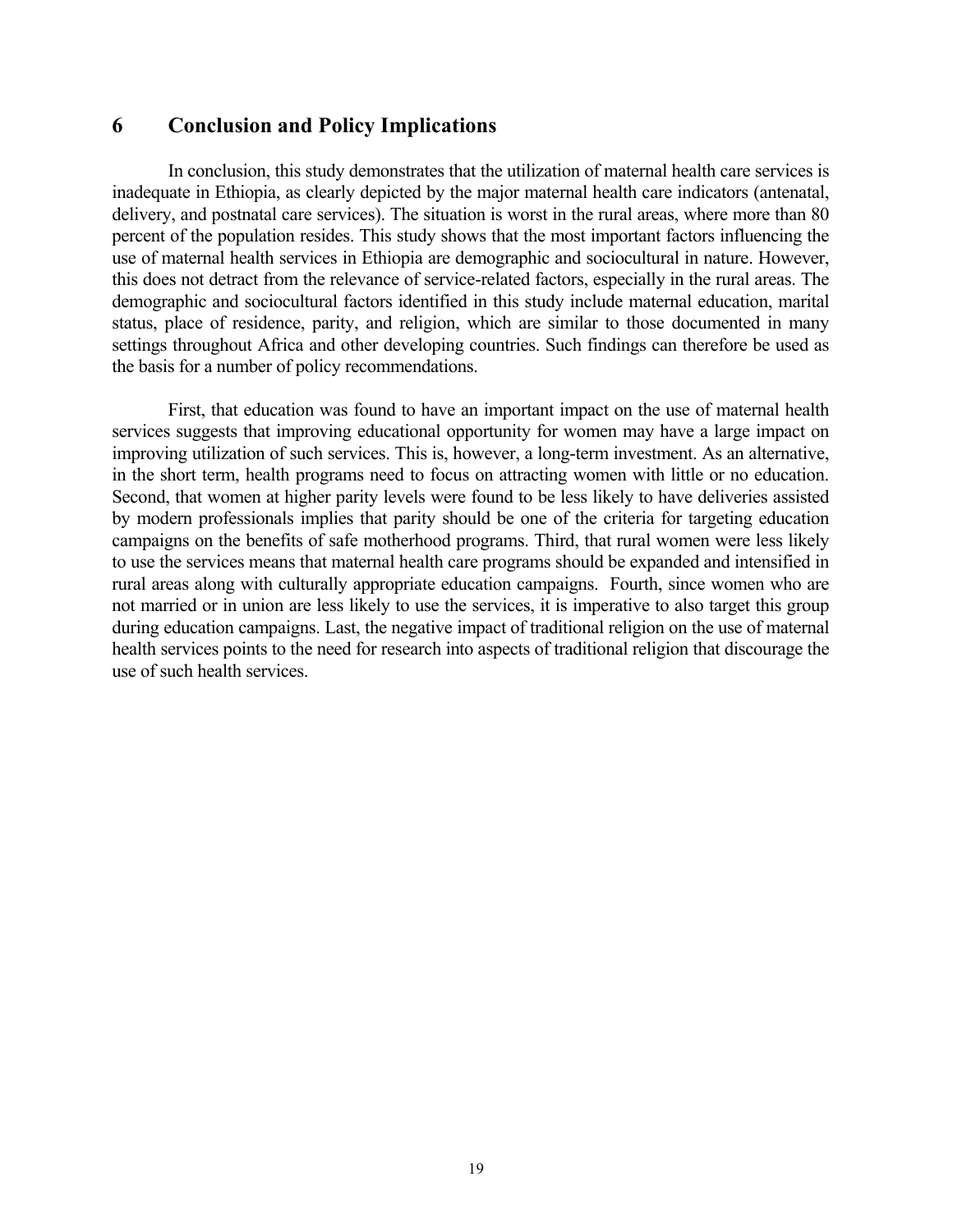# 6 Conclusion and Policy Implications

In conclusion, this study demonstrates that the utilization of maternal health care services is inadequate in Ethiopia, as clearly depicted by the major maternal health care indicators (antenatal, delivery, and postnatal care services). The situation is worst in the rural areas, where more than 80 percent of the population resides. This study shows that the most important factors influencing the use of maternal health services in Ethiopia are demographic and sociocultural in nature. However, this does not detract from the relevance of service-related factors, especially in the rural areas. The demographic and sociocultural factors identified in this study include maternal education, marital status, place of residence, parity, and religion, which are similar to those documented in many settings throughout Africa and other developing countries. Such findings can therefore be used as the basis for a number of policy recommendations.

First, that education was found to have an important impact on the use of maternal health services suggests that improving educational opportunity for women may have a large impact on improving utilization of such services. This is, however, a long-term investment. As an alternative, in the short term, health programs need to focus on attracting women with little or no education. Second, that women at higher parity levels were found to be less likely to have deliveries assisted by modern professionals implies that parity should be one of the criteria for targeting education campaigns on the benefits of safe motherhood programs. Third, that rural women were less likely to use the services means that maternal health care programs should be expanded and intensified in rural areas along with culturally appropriate education campaigns. Fourth, since women who are not married or in union are less likely to use the services, it is imperative to also target this group during education campaigns. Last, the negative impact of traditional religion on the use of maternal health services points to the need for research into aspects of traditional religion that discourage the use of such health services.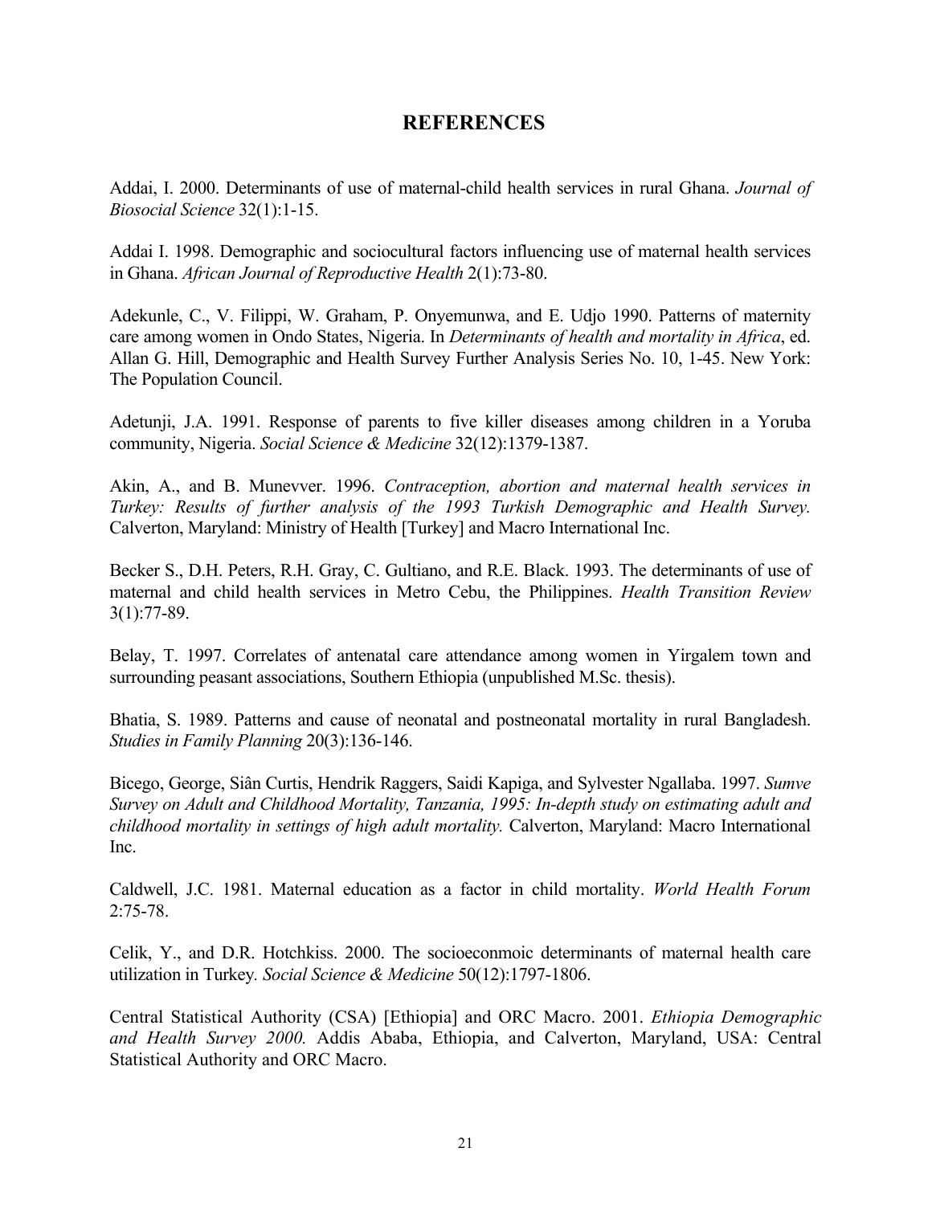## REFERENCES

Addai, I. 2000. Determinants of use of maternal-child health services in rural Ghana. *Journal of Biosocial Science* 32(1):1-15.

Addai I. 1998. Demographic and sociocultural factors influencing use of maternal health services in Ghana. *African Journal of Reproductive Health* 2(1):73-80.

Adekunle, C., V. Filippi, W. Graham, P. Onyemunwa, and E. Udjo 1990. Patterns of maternity care among women in Ondo States, Nigeria. In *Determinants of health and mortality in Africa*, ed. Allan G. Hill, Demographic and Health Survey Further Analysis Series No. 10, 1-45. New York: The Population Council.

Adetunji, J.A. 1991. Response of parents to five killer diseases among children in a Yoruba community, Nigeria. *Social Science & Medicine* 32(12):1379-1387.

Akin, A., and B. Munevver. 1996. *Contraception, abortion and maternal health services in Turkey: Results of further analysis of the 1993 Turkish Demographic and Health Survey.* Calverton, Maryland: Ministry of Health [Turkey] and Macro International Inc.

Becker S., D.H. Peters, R.H. Gray, C. Gultiano, and R.E. Black. 1993. The determinants of use of maternal and child health services in Metro Cebu, the Philippines. *Health Transition Review* 3(1):77-89.

Belay, T. 1997. Correlates of antenatal care attendance among women in Yirgalem town and surrounding peasant associations, Southern Ethiopia (unpublished M.Sc. thesis).

Bhatia, S. 1989. Patterns and cause of neonatal and postneonatal mortality in rural Bangladesh. *Studies in Family Planning* 20(3):136-146.

Bicego, George, Siân Curtis, Hendrik Raggers, Saidi Kapiga, and Sylvester Ngallaba. 1997. *Sumve Survey on Adult and Childhood Mortality, Tanzania, 1995: In-depth study on estimating adult and childhood mortality in settings of high adult mortality.* Calverton, Maryland: Macro International Inc.

Caldwell, J.C. 1981. Maternal education as a factor in child mortality. *World Health Forum* 2:75-78.

Celik, Y., and D.R. Hotchkiss. 2000. The socioeconmoic determinants of maternal health care utilization in Turkey*. Social Science & Medicine* 50(12):1797-1806.

Central Statistical Authority (CSA) [Ethiopia] and ORC Macro. 2001. *Ethiopia Demographic and Health Survey 2000.* Addis Ababa, Ethiopia, and Calverton, Maryland, USA: Central Statistical Authority and ORC Macro.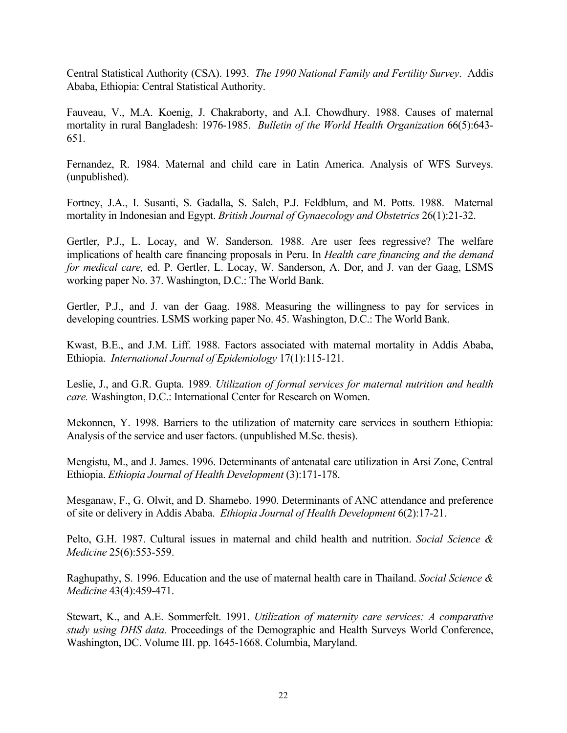Central Statistical Authority (CSA). 1993. *The 1990 National Family and Fertility Survey*. Addis Ababa, Ethiopia: Central Statistical Authority.

Fauveau, V., M.A. Koenig, J. Chakraborty, and A.I. Chowdhury. 1988. Causes of maternal mortality in rural Bangladesh: 1976-1985. *Bulletin of the World Health Organization* 66(5):643-651.

Fernandez, R. 1984. Maternal and child care in Latin America. Analysis of WFS Surveys. (unpublished).

Fortney, J.A., I. Susanti, S. Gadalla, S. Saleh, P.J. Feldblum, and M. Potts. 1988. Maternal mortality in Indonesian and Egypt. *British Journal of Gynaecology and Obstetrics* 26(1):21-32.

Gertler, P.J., L. Locay, and W. Sanderson. 1988. Are user fees regressive? The welfare implications of health care financing proposals in Peru. In *Health care financing and the demand for medical care,* ed. P. Gertler, L. Locay, W. Sanderson, A. Dor, and J. van der Gaag, LSMS working paper No. 37. Washington, D.C.: The World Bank.

Gertler, P.J., and J. van der Gaag. 1988. Measuring the willingness to pay for services in developing countries. LSMS working paper No. 45. Washington, D.C.: The World Bank.

Kwast, B.E., and J.M. Liff. 1988. Factors associated with maternal mortality in Addis Ababa, Ethiopia. *International Journal of Epidemiology* 17(1):115-121.

Leslie, J., and G.R. Gupta. 1989*. Utilization of formal services for maternal nutrition and health care.* Washington, D.C.: International Center for Research on Women.

Mekonnen, Y. 1998. Barriers to the utilization of maternity care services in southern Ethiopia: Analysis of the service and user factors. (unpublished M.Sc. thesis).

Mengistu, M., and J. James. 1996. Determinants of antenatal care utilization in Arsi Zone, Central Ethiopia. *Ethiopia Journal of Health Development* (3):171-178.

Mesganaw, F., G. Olwit, and D. Shamebo. 1990. Determinants of ANC attendance and preference of site or delivery in Addis Ababa. *Ethiopia Journal of Health Development* 6(2):17-21.

Pelto, G.H. 1987. Cultural issues in maternal and child health and nutrition. *Social Science & Medicine* 25(6):553-559.

Raghupathy, S. 1996. Education and the use of maternal health care in Thailand. *Social Science & Medicine* 43(4):459-471.

Stewart, K., and A.E. Sommerfelt. 1991. *Utilization of maternity care services: A comparative study using DHS data.* Proceedings of the Demographic and Health Surveys World Conference, Washington, DC. Volume III. pp. 1645-1668. Columbia, Maryland.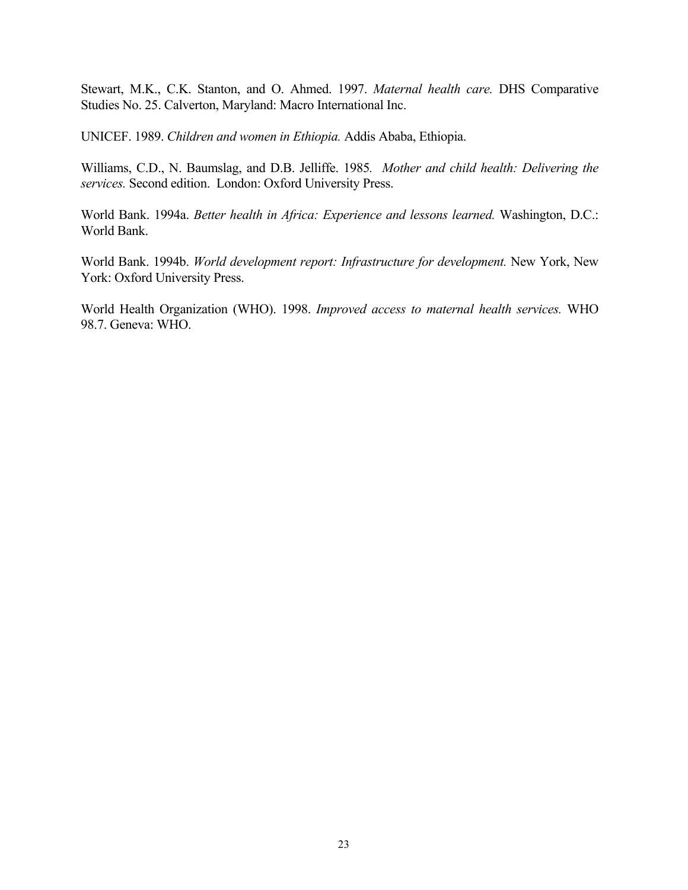Stewart, M.K., C.K. Stanton, and O. Ahmed. 1997. *Maternal health care.* DHS Comparative Studies No. 25. Calverton, Maryland: Macro International Inc.

UNICEF. 1989. *Children and women in Ethiopia.* Addis Ababa, Ethiopia.

Williams, C.D., N. Baumslag, and D.B. Jelliffe. 1985. *Mother and child health: Delivering the services.* Second edition. London: Oxford University Press.

World Bank. 1994a. *Better health in Africa: Experience and lessons learned.* Washington, D.C.: World Bank.

World Bank. 1994b. *World development report: Infrastructure for development.* New York, New York: Oxford University Press.

World Health Organization (WHO). 1998. *Improved access to maternal health services.* WHO 98.7. Geneva: WHO.